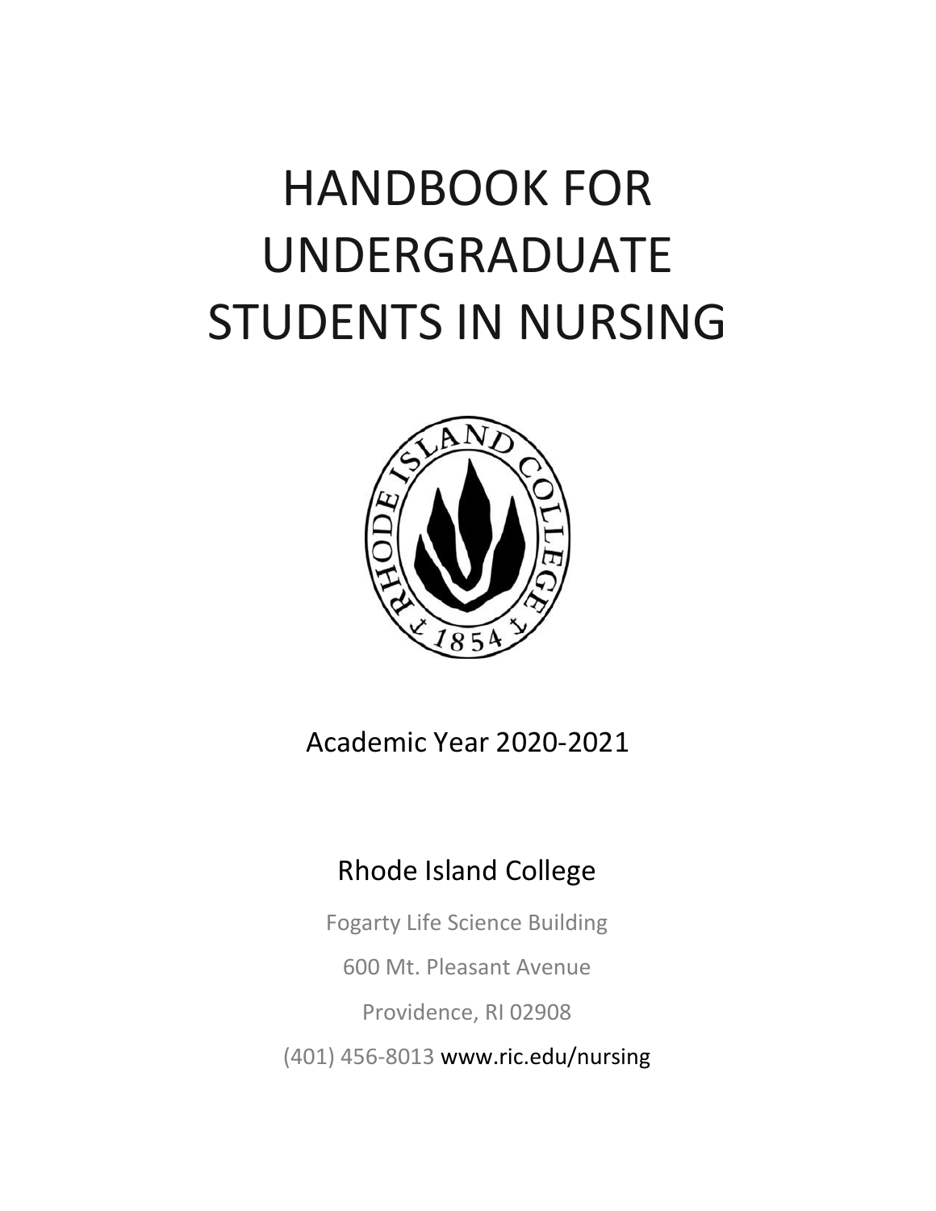# HANDBOOK FOR UNDERGRADUATE STUDENTS IN NURSING

Academic Year 2020-2021

## Rhode Island College

Fogarty Life Science Building

600 Mt. Pleasant Avenue

Providence, RI 02908

(401) 456-8013 www.ric.edu/nursing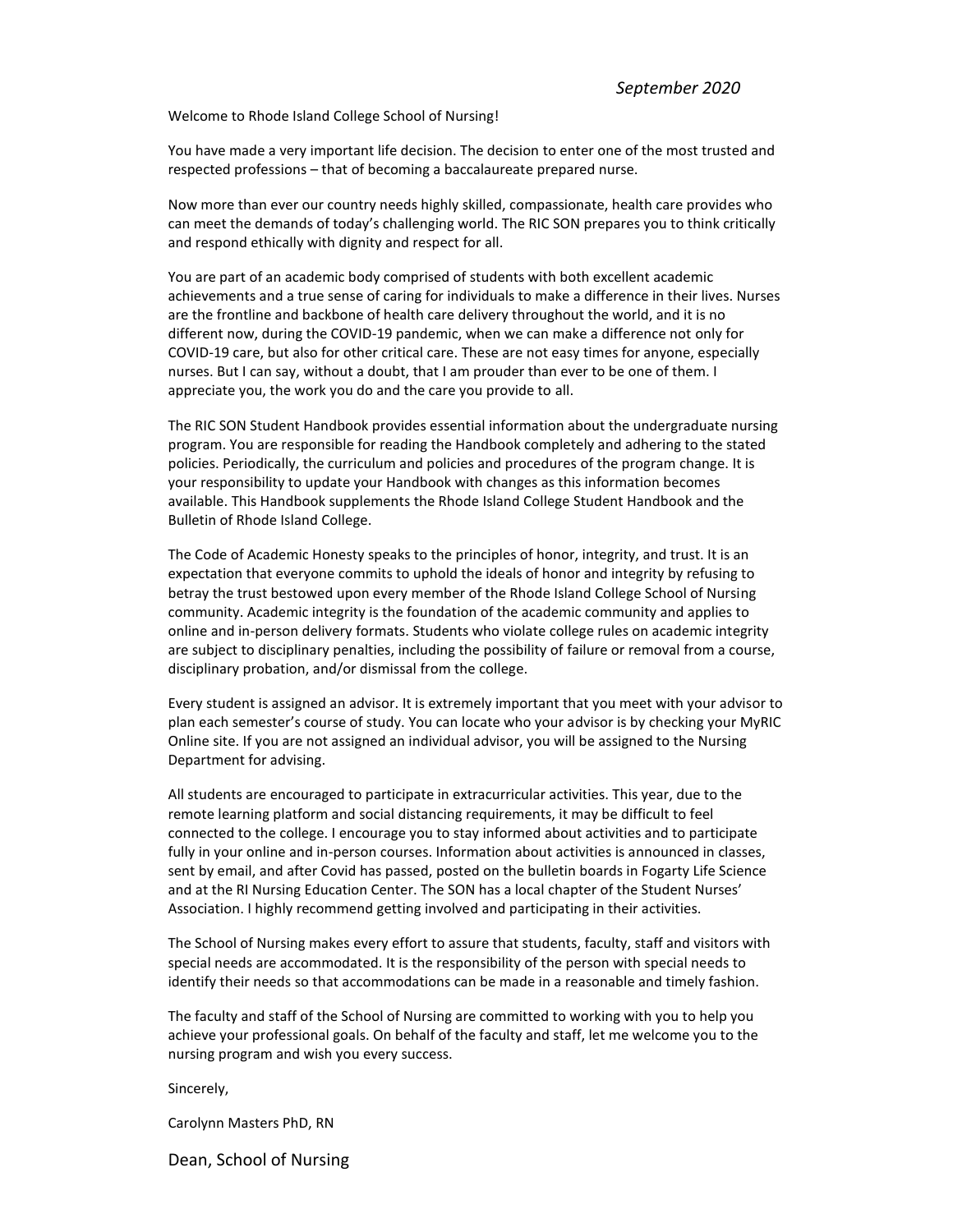*September 2020*

Welcome to Rhode Island College School of Nursing!

You have made a very important life decision. The decision to enter one of the most trusted and respected professions – that of becoming a baccalaureate prepared nurse.

Now more than ever our country needs highly skilled, compassionate, health care provides who can meet the demands of today's challenging world. The RIC SON prepares you to think critically and respond ethically with dignity and respect for all.

You are part of an academic body comprised of students with both excellent academic achievements and a true sense of caring for individuals to make a difference in their lives. Nurses are the frontline and backbone of health care delivery throughout the world, and it is no different now, during the COVID-19 pandemic, when we can make a difference not only for COVID-19 care, but also for other critical care. These are not easy times for anyone, especially nurses. But I can say, without a doubt, that I am prouder than ever to be one of them. I appreciate you, the work you do and the care you provide to all.

The RIC SON Student Handbook provides essential information about the undergraduate nursing program. You are responsible for reading the Handbook completely and adhering to the stated policies. Periodically, the curriculum and policies and procedures of the program change. It is your responsibility to update your Handbook with changes as this information becomes available. This Handbook supplements the Rhode Island College Student Handbook and the Bulletin of Rhode Island College.

The Code of Academic Honesty speaks to the principles of honor, integrity, and trust. It is an expectation that everyone commits to uphold the ideals of honor and integrity by refusing to betray the trust bestowed upon every member of the Rhode Island College School of Nursing community. Academic integrity is the foundation of the academic community and applies to online and in-person delivery formats. Students who violate college rules on academic integrity are subject to disciplinary penalties, including the possibility of failure or removal from a course, disciplinary probation, and/or dismissal from the college.

Every student is assigned an advisor. It is extremely important that you meet with your advisor to plan each semester's course of study. You can locate who your advisor is by checking your MyRIC Online site. If you are not assigned an individual advisor, you will be assigned to the Nursing Department for advising.

All students are encouraged to participate in extracurricular activities. This year, due to the remote learning platform and social distancing requirements, it may be difficult to feel connected to the college. I encourage you to stay informed about activities and to participate fully in your online and in-person courses. Information about activities is announced in classes, sent by email, and after Covid has passed, posted on the bulletin boards in Fogarty Life Science and at the RI Nursing Education Center. The SON has a local chapter of the Student Nurses' Association. I highly recommend getting involved and participating in their activities.

The School of Nursing makes every effort to assure that students, faculty, staff and visitors with special needs are accommodated. It is the responsibility of the person with special needs to identify their needs so that accommodations can be made in a reasonable and timely fashion.

The faculty and staff of the School of Nursing are committed to working with you to help you achieve your professional goals. On behalf of the faculty and staff, let me welcome you to the nursing program and wish you every success.

Sincerely,

Carolynn Masters PhD, RN

Dean, School of Nursing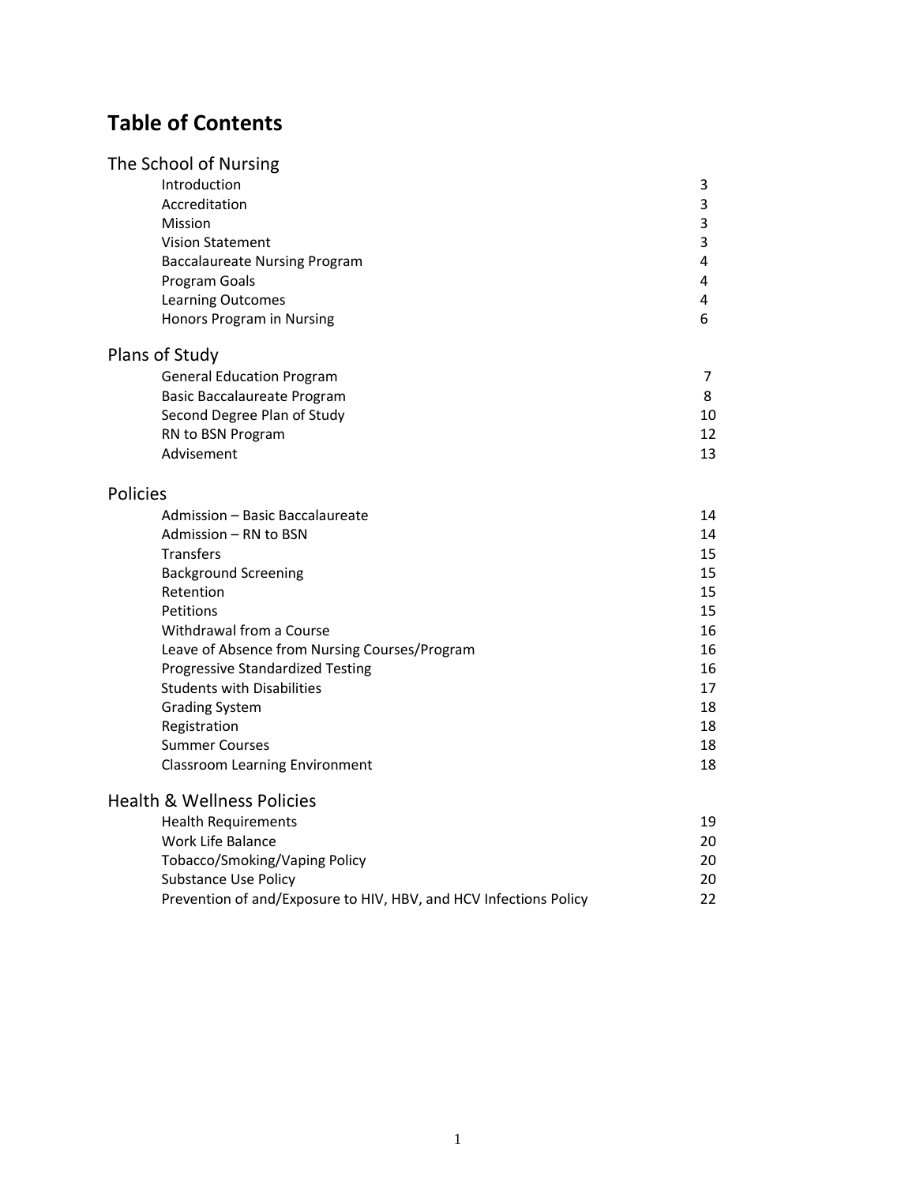# Table of Contents

| | |
|---|---|
| **The School of Nursing** | |
| Introduction | 3 |
| Accreditation | 3 |
| Mission | 3 |
| Vision Statement | 3 |
| Baccalaureate Nursing Program | 4 |
| Program Goals | 4 |
| Learning Outcomes | 4 |
| Honors Program in Nursing | 6 |
| **Plans of Study** | |
| General Education Program | 7 |
| Basic Baccalaureate Program | 8 |
| Second Degree Plan of Study | 10 |
| RN to BSN Program | 12 |
| Advisement | 13 |
| **Policies** | |
| Admission – Basic Baccalaureate | 14 |
| Admission – RN to BSN | 14 |
| Transfers | 15 |
| Background Screening | 15 |
| Retention | 15 |
| Petitions | 15 |
| Withdrawal from a Course | 16 |
| Leave of Absence from Nursing Courses/Program | 16 |
| Progressive Standardized Testing | 16 |
| Students with Disabilities | 17 |
| Grading System | 18 |
| Registration | 18 |
| Summer Courses | 18 |
| Classroom Learning Environment | 18 |
| **Health & Wellness Policies** | |
| Health Requirements | 19 |
| Work Life Balance | 20 |
| Tobacco/Smoking/Vaping Policy | 20 |
| Substance Use Policy | 20 |
| Prevention of and/Exposure to HIV, HBV, and HCV Infections Policy | 22 |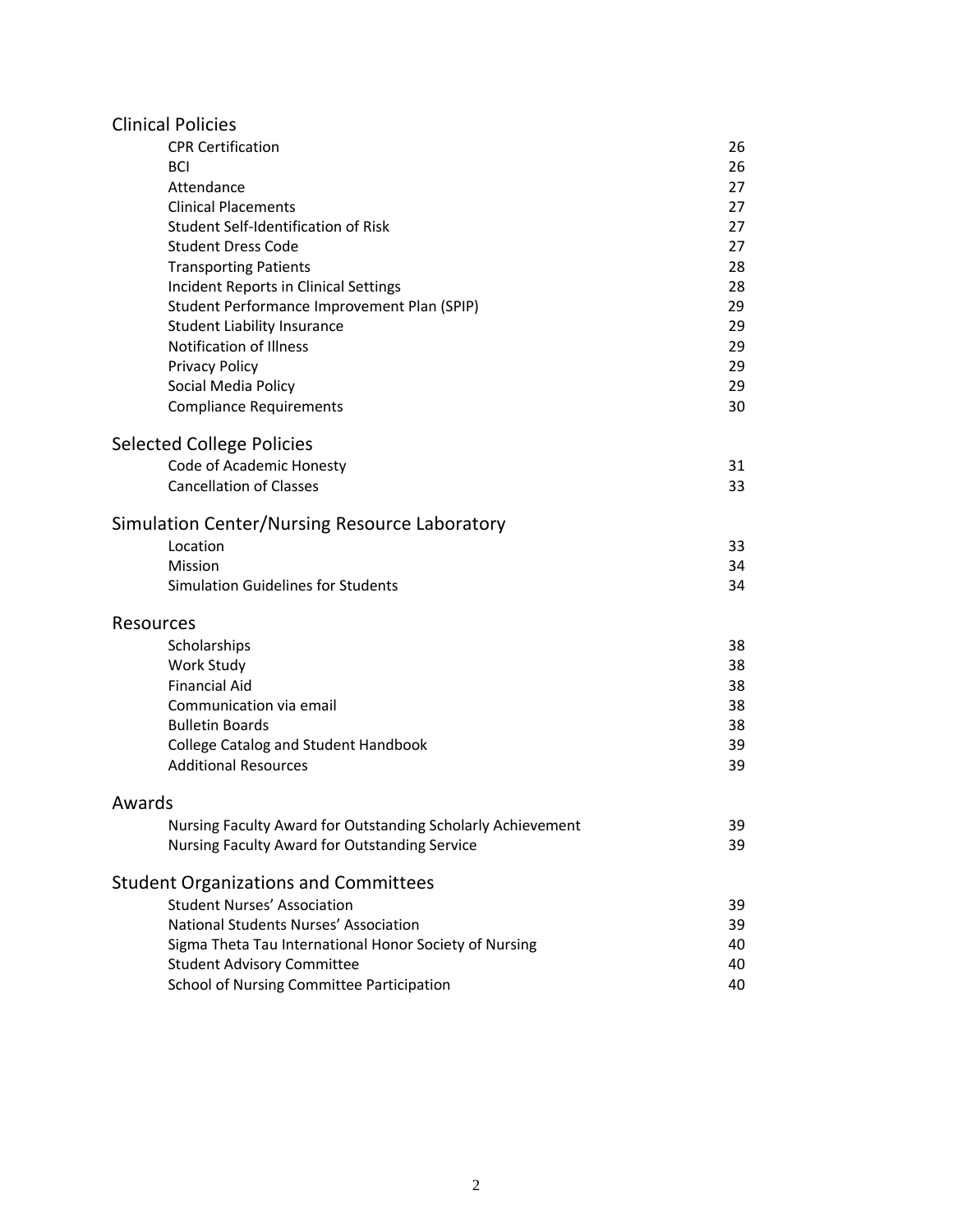## Clinical Policies

| | |
|---|---|
| CPR Certification | 26 |
| BCI | 26 |
| Attendance | 27 |
| Clinical Placements | 27 |
| Student Self-Identification of Risk | 27 |
| Student Dress Code | 27 |
| Transporting Patients | 28 |
| Incident Reports in Clinical Settings | 28 |
| Student Performance Improvement Plan (SPIP) | 29 |
| Student Liability Insurance | 29 |
| Notification of Illness | 29 |
| Privacy Policy | 29 |
| Social Media Policy | 29 |
| Compliance Requirements | 30 |

## Selected College Policies

| | |
|---|---|
| Code of Academic Honesty | 31 |
| Cancellation of Classes | 33 |

## Simulation Center/Nursing Resource Laboratory

| | |
|---|---|
| Location | 33 |
| Mission | 34 |
| Simulation Guidelines for Students | 34 |

## Resources

| | |
|---|---|
| Scholarships | 38 |
| Work Study | 38 |
| Financial Aid | 38 |
| Communication via email | 38 |
| Bulletin Boards | 38 |
| College Catalog and Student Handbook | 39 |
| Additional Resources | 39 |

## Awards

| | |
|---|---|
| Nursing Faculty Award for Outstanding Scholarly Achievement | 39 |
| Nursing Faculty Award for Outstanding Service | 39 |

## Student Organizations and Committees

| | |
|---|---|
| Student Nurses' Association | 39 |
| National Students Nurses' Association | 39 |
| Sigma Theta Tau International Honor Society of Nursing | 40 |
| Student Advisory Committee | 40 |
| School of Nursing Committee Participation | 40 |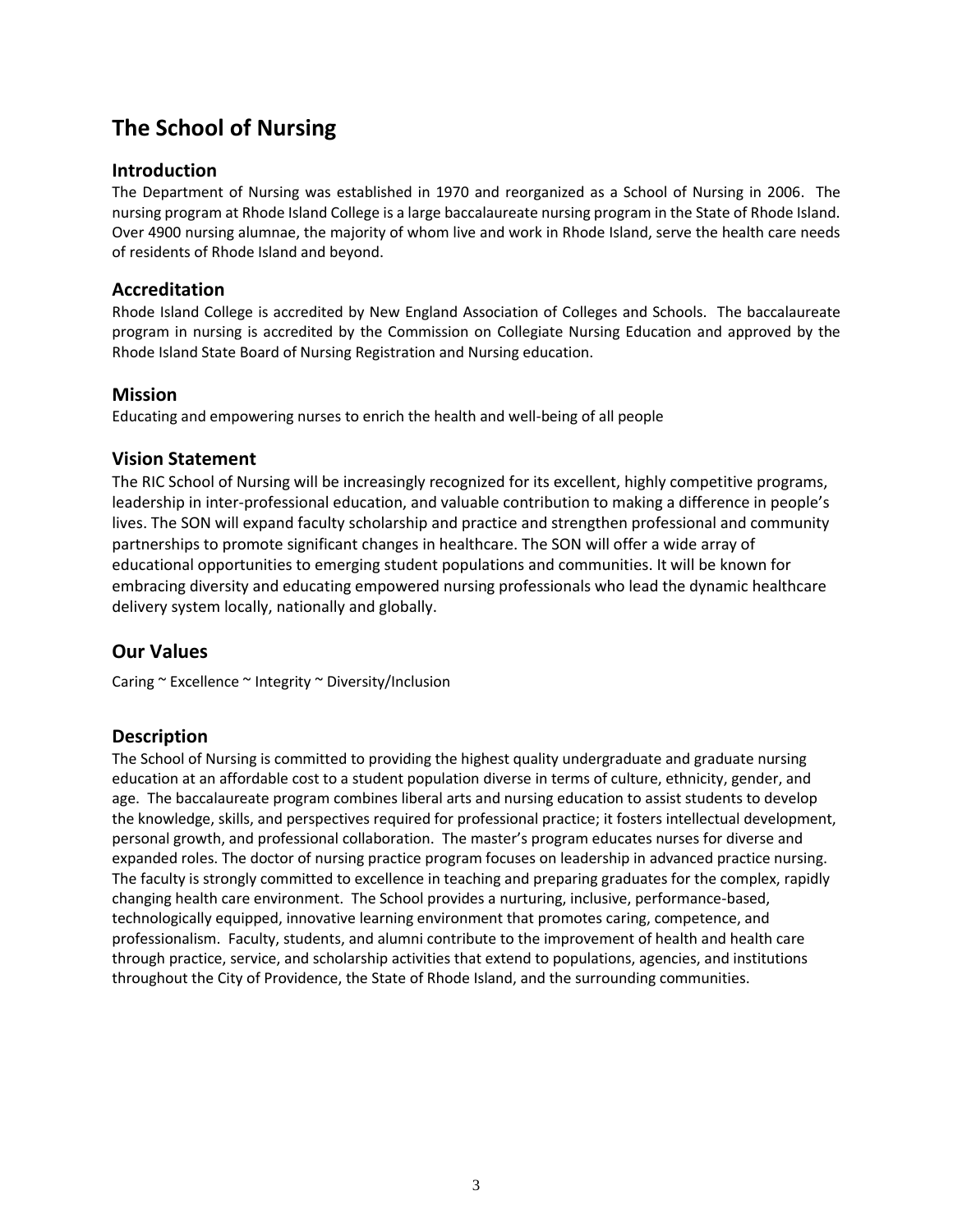# The School of Nursing

## Introduction

The Department of Nursing was established in 1970 and reorganized as a School of Nursing in 2006. The nursing program at Rhode Island College is a large baccalaureate nursing program in the State of Rhode Island. Over 4900 nursing alumnae, the majority of whom live and work in Rhode Island, serve the health care needs of residents of Rhode Island and beyond.

## Accreditation

Rhode Island College is accredited by New England Association of Colleges and Schools. The baccalaureate program in nursing is accredited by the Commission on Collegiate Nursing Education and approved by the Rhode Island State Board of Nursing Registration and Nursing education.

## Mission

Educating and empowering nurses to enrich the health and well-being of all people

## Vision Statement

The RIC School of Nursing will be increasingly recognized for its excellent, highly competitive programs, leadership in inter-professional education, and valuable contribution to making a difference in people's lives. The SON will expand faculty scholarship and practice and strengthen professional and community partnerships to promote significant changes in healthcare. The SON will offer a wide array of educational opportunities to emerging student populations and communities. It will be known for embracing diversity and educating empowered nursing professionals who lead the dynamic healthcare delivery system locally, nationally and globally.

## Our Values

Caring ~ Excellence ~ Integrity ~ Diversity/Inclusion

## Description

The School of Nursing is committed to providing the highest quality undergraduate and graduate nursing education at an affordable cost to a student population diverse in terms of culture, ethnicity, gender, and age. The baccalaureate program combines liberal arts and nursing education to assist students to develop the knowledge, skills, and perspectives required for professional practice; it fosters intellectual development, personal growth, and professional collaboration. The master's program educates nurses for diverse and expanded roles. The doctor of nursing practice program focuses on leadership in advanced practice nursing. The faculty is strongly committed to excellence in teaching and preparing graduates for the complex, rapidly changing health care environment. The School provides a nurturing, inclusive, performance-based, technologically equipped, innovative learning environment that promotes caring, competence, and professionalism. Faculty, students, and alumni contribute to the improvement of health and health care through practice, service, and scholarship activities that extend to populations, agencies, and institutions throughout the City of Providence, the State of Rhode Island, and the surrounding communities.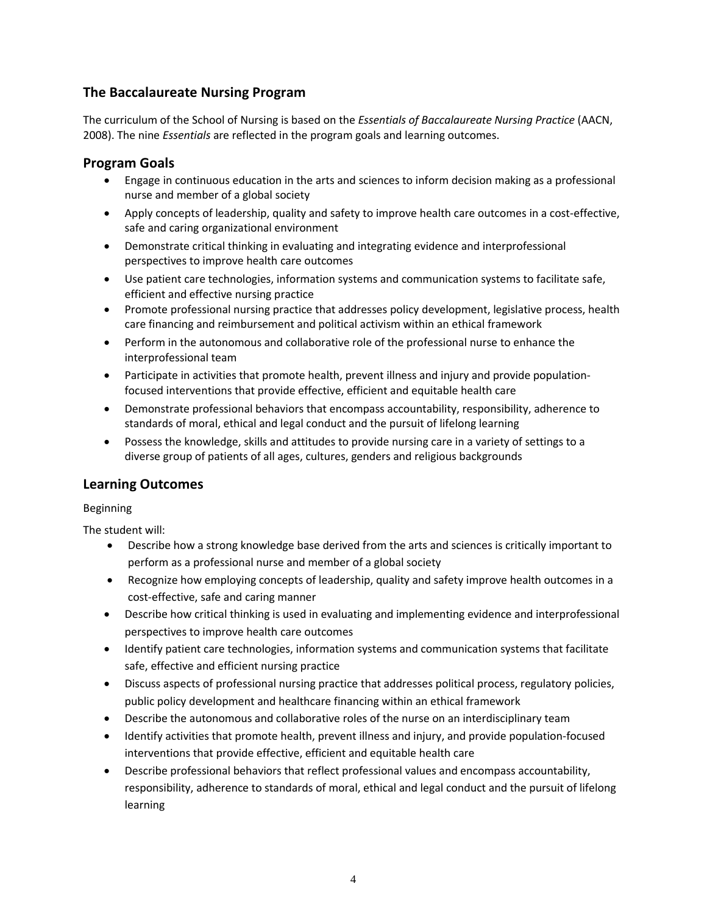## The Baccalaureate Nursing Program

The curriculum of the School of Nursing is based on the *Essentials of Baccalaureate Nursing Practice* (AACN, 2008). The nine *Essentials* are reflected in the program goals and learning outcomes.

## Program Goals

- Engage in continuous education in the arts and sciences to inform decision making as a professional nurse and member of a global society
- Apply concepts of leadership, quality and safety to improve health care outcomes in a cost-effective, safe and caring organizational environment
- Demonstrate critical thinking in evaluating and integrating evidence and interprofessional perspectives to improve health care outcomes
- Use patient care technologies, information systems and communication systems to facilitate safe, efficient and effective nursing practice
- Promote professional nursing practice that addresses policy development, legislative process, health care financing and reimbursement and political activism within an ethical framework
- Perform in the autonomous and collaborative role of the professional nurse to enhance the interprofessional team
- Participate in activities that promote health, prevent illness and injury and provide population-focused interventions that provide effective, efficient and equitable health care
- Demonstrate professional behaviors that encompass accountability, responsibility, adherence to standards of moral, ethical and legal conduct and the pursuit of lifelong learning
- Possess the knowledge, skills and attitudes to provide nursing care in a variety of settings to a diverse group of patients of all ages, cultures, genders and religious backgrounds

## Learning Outcomes

Beginning

The student will:

- Describe how a strong knowledge base derived from the arts and sciences is critically important to perform as a professional nurse and member of a global society
- Recognize how employing concepts of leadership, quality and safety improve health outcomes in a cost-effective, safe and caring manner
- Describe how critical thinking is used in evaluating and implementing evidence and interprofessional perspectives to improve health care outcomes
- Identify patient care technologies, information systems and communication systems that facilitate safe, effective and efficient nursing practice
- Discuss aspects of professional nursing practice that addresses political process, regulatory policies, public policy development and healthcare financing within an ethical framework
- Describe the autonomous and collaborative roles of the nurse on an interdisciplinary team
- Identify activities that promote health, prevent illness and injury, and provide population-focused interventions that provide effective, efficient and equitable health care
- Describe professional behaviors that reflect professional values and encompass accountability, responsibility, adherence to standards of moral, ethical and legal conduct and the pursuit of lifelong learning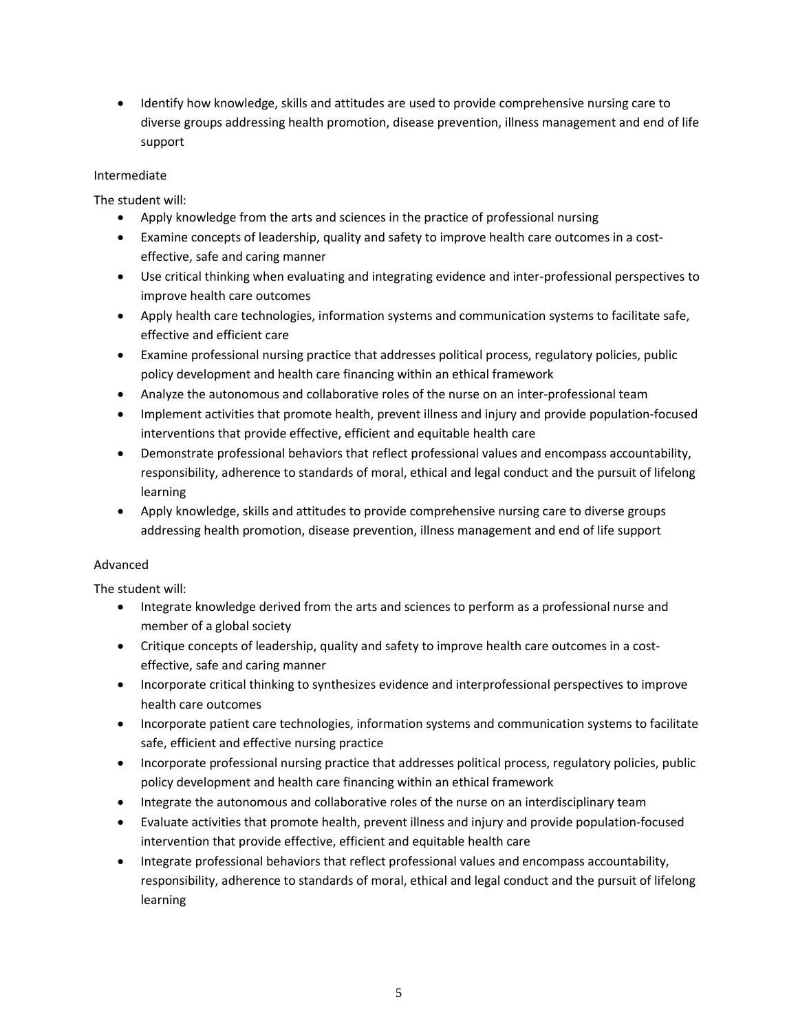- Identify how knowledge, skills and attitudes are used to provide comprehensive nursing care to diverse groups addressing health promotion, disease prevention, illness management and end of life support

Intermediate

The student will:

- Apply knowledge from the arts and sciences in the practice of professional nursing
- Examine concepts of leadership, quality and safety to improve health care outcomes in a cost-effective, safe and caring manner
- Use critical thinking when evaluating and integrating evidence and inter-professional perspectives to improve health care outcomes
- Apply health care technologies, information systems and communication systems to facilitate safe, effective and efficient care
- Examine professional nursing practice that addresses political process, regulatory policies, public policy development and health care financing within an ethical framework
- Analyze the autonomous and collaborative roles of the nurse on an inter-professional team
- Implement activities that promote health, prevent illness and injury and provide population-focused interventions that provide effective, efficient and equitable health care
- Demonstrate professional behaviors that reflect professional values and encompass accountability, responsibility, adherence to standards of moral, ethical and legal conduct and the pursuit of lifelong learning
- Apply knowledge, skills and attitudes to provide comprehensive nursing care to diverse groups addressing health promotion, disease prevention, illness management and end of life support

Advanced

The student will:

- Integrate knowledge derived from the arts and sciences to perform as a professional nurse and member of a global society
- Critique concepts of leadership, quality and safety to improve health care outcomes in a cost-effective, safe and caring manner
- Incorporate critical thinking to synthesizes evidence and interprofessional perspectives to improve health care outcomes
- Incorporate patient care technologies, information systems and communication systems to facilitate safe, efficient and effective nursing practice
- Incorporate professional nursing practice that addresses political process, regulatory policies, public policy development and health care financing within an ethical framework
- Integrate the autonomous and collaborative roles of the nurse on an interdisciplinary team
- Evaluate activities that promote health, prevent illness and injury and provide population-focused intervention that provide effective, efficient and equitable health care
- Integrate professional behaviors that reflect professional values and encompass accountability, responsibility, adherence to standards of moral, ethical and legal conduct and the pursuit of lifelong learning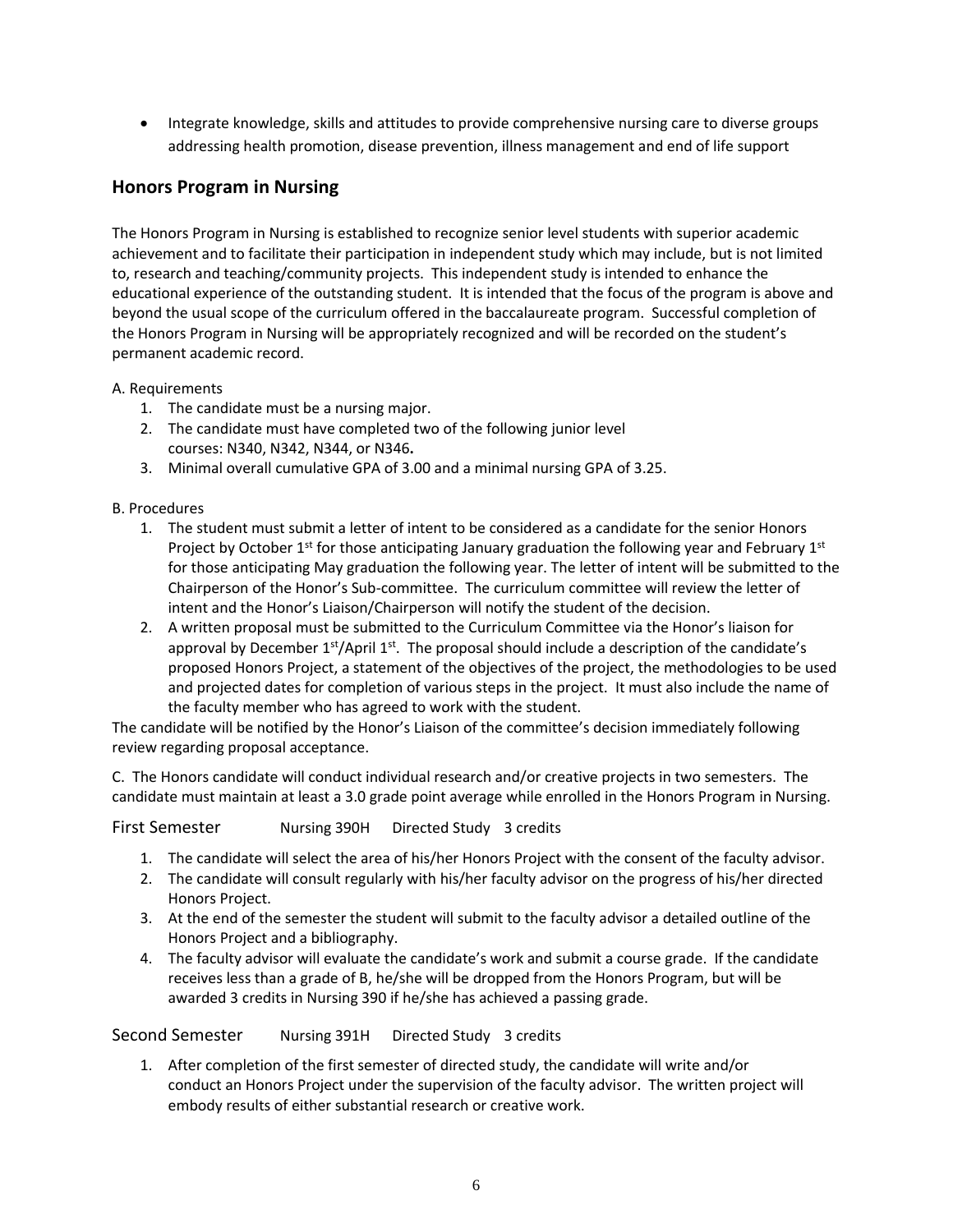- Integrate knowledge, skills and attitudes to provide comprehensive nursing care to diverse groups addressing health promotion, disease prevention, illness management and end of life support

## Honors Program in Nursing

The Honors Program in Nursing is established to recognize senior level students with superior academic achievement and to facilitate their participation in independent study which may include, but is not limited to, research and teaching/community projects. This independent study is intended to enhance the educational experience of the outstanding student. It is intended that the focus of the program is above and beyond the usual scope of the curriculum offered in the baccalaureate program. Successful completion of the Honors Program in Nursing will be appropriately recognized and will be recorded on the student's permanent academic record.

A. Requirements

1. The candidate must be a nursing major.
2. The candidate must have completed two of the following junior level courses: N340, N342, N344, or N346**.**
3. Minimal overall cumulative GPA of 3.00 and a minimal nursing GPA of 3.25.

B. Procedures

1. The student must submit a letter of intent to be considered as a candidate for the senior Honors Project by October 1st for those anticipating January graduation the following year and February 1st for those anticipating May graduation the following year. The letter of intent will be submitted to the Chairperson of the Honor's Sub-committee. The curriculum committee will review the letter of intent and the Honor's Liaison/Chairperson will notify the student of the decision.
2. A written proposal must be submitted to the Curriculum Committee via the Honor's liaison for approval by December 1st/April 1st. The proposal should include a description of the candidate's proposed Honors Project, a statement of the objectives of the project, the methodologies to be used and projected dates for completion of various steps in the project. It must also include the name of the faculty member who has agreed to work with the student.

The candidate will be notified by the Honor's Liaison of the committee's decision immediately following review regarding proposal acceptance.

C. The Honors candidate will conduct individual research and/or creative projects in two semesters. The candidate must maintain at least a 3.0 grade point average while enrolled in the Honors Program in Nursing.

### First Semester Nursing 390H Directed Study 3 credits

1. The candidate will select the area of his/her Honors Project with the consent of the faculty advisor.
2. The candidate will consult regularly with his/her faculty advisor on the progress of his/her directed Honors Project.
3. At the end of the semester the student will submit to the faculty advisor a detailed outline of the Honors Project and a bibliography.
4. The faculty advisor will evaluate the candidate's work and submit a course grade. If the candidate receives less than a grade of B, he/she will be dropped from the Honors Program, but will be awarded 3 credits in Nursing 390 if he/she has achieved a passing grade.

### Second Semester Nursing 391H Directed Study 3 credits

1. After completion of the first semester of directed study, the candidate will write and/or conduct an Honors Project under the supervision of the faculty advisor. The written project will embody results of either substantial research or creative work.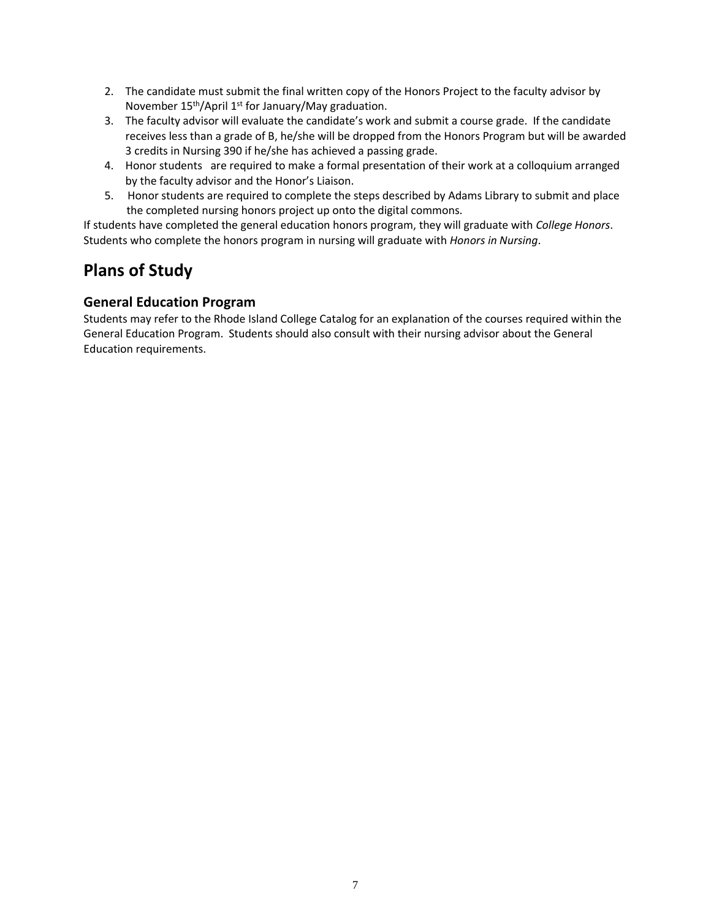2. The candidate must submit the final written copy of the Honors Project to the faculty advisor by November 15th/April 1st for January/May graduation.
3. The faculty advisor will evaluate the candidate's work and submit a course grade. If the candidate receives less than a grade of B, he/she will be dropped from the Honors Program but will be awarded 3 credits in Nursing 390 if he/she has achieved a passing grade.
4. Honor students are required to make a formal presentation of their work at a colloquium arranged by the faculty advisor and the Honor's Liaison.
5. Honor students are required to complete the steps described by Adams Library to submit and place the completed nursing honors project up onto the digital commons.

If students have completed the general education honors program, they will graduate with *College Honors*. Students who complete the honors program in nursing will graduate with *Honors in Nursing*.

# Plans of Study

## General Education Program

Students may refer to the Rhode Island College Catalog for an explanation of the courses required within the General Education Program. Students should also consult with their nursing advisor about the General Education requirements.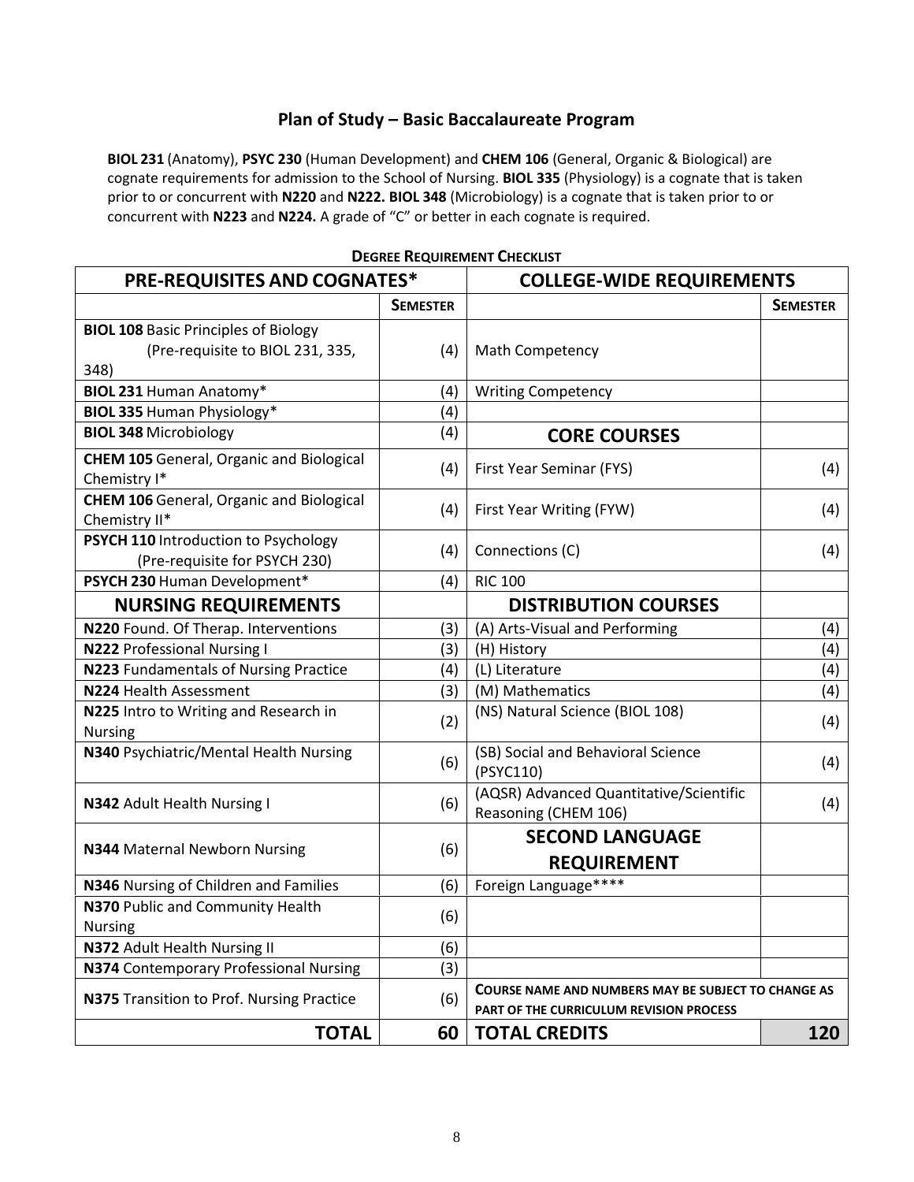## Plan of Study – Basic Baccalaureate Program

**BIOL 231** (Anatomy), **PSYC 230** (Human Development) and **CHEM 106** (General, Organic & Biological) are cognate requirements for admission to the School of Nursing. **BIOL 335** (Physiology) is a cognate that is taken prior to or concurrent with **N220** and **N222. BIOL 348** (Microbiology) is a cognate that is taken prior to or concurrent with **N223** and **N224.** A grade of "C" or better in each cognate is required.

**DEGREE REQUIREMENT CHECKLIST**

| PRE-REQUISITES AND COGNATES* | | COLLEGE-WIDE REQUIREMENTS | |
|---|---|---|---|
| | SEMESTER | | SEMESTER |
| **BIOL 108** Basic Principles of Biology (Pre-requisite to BIOL 231, 335, 348) | (4) | Math Competency | |
| **BIOL 231** Human Anatomy* | (4) | Writing Competency | |
| **BIOL 335** Human Physiology* | (4) | | |
| **BIOL 348** Microbiology | (4) | **CORE COURSES** | |
| **CHEM 105** General, Organic and Biological Chemistry I* | (4) | First Year Seminar (FYS) | (4) |
| **CHEM 106** General, Organic and Biological Chemistry II* | (4) | First Year Writing (FYW) | (4) |
| **PSYCH 110** Introduction to Psychology (Pre-requisite for PSYCH 230) | (4) | Connections (C) | (4) |
| **PSYCH 230** Human Development* | (4) | RIC 100 | |
| **NURSING REQUIREMENTS** | | **DISTRIBUTION COURSES** | |
| **N220** Found. Of Therap. Interventions | (3) | (A) Arts-Visual and Performing | (4) |
| **N222** Professional Nursing I | (3) | (H) History | (4) |
| **N223** Fundamentals of Nursing Practice | (4) | (L) Literature | (4) |
| **N224** Health Assessment | (3) | (M) Mathematics | (4) |
| **N225** Intro to Writing and Research in Nursing | (2) | (NS) Natural Science (BIOL 108) | (4) |
| **N340** Psychiatric/Mental Health Nursing | (6) | (SB) Social and Behavioral Science (PSYC110) | (4) |
| **N342** Adult Health Nursing I | (6) | (AQSR) Advanced Quantitative/Scientific Reasoning (CHEM 106) | (4) |
| **N344** Maternal Newborn Nursing | (6) | **SECOND LANGUAGE REQUIREMENT** | |
| **N346** Nursing of Children and Families | (6) | Foreign Language**** | |
| **N370** Public and Community Health Nursing | (6) | | |
| **N372** Adult Health Nursing II | (6) | | |
| **N374** Contemporary Professional Nursing | (3) | | |
| **N375** Transition to Prof. Nursing Practice | (6) | COURSE NAME AND NUMBERS MAY BE SUBJECT TO CHANGE AS PART OF THE CURRICULUM REVISION PROCESS | |
| **TOTAL** | **60** | **TOTAL CREDITS** | **120** |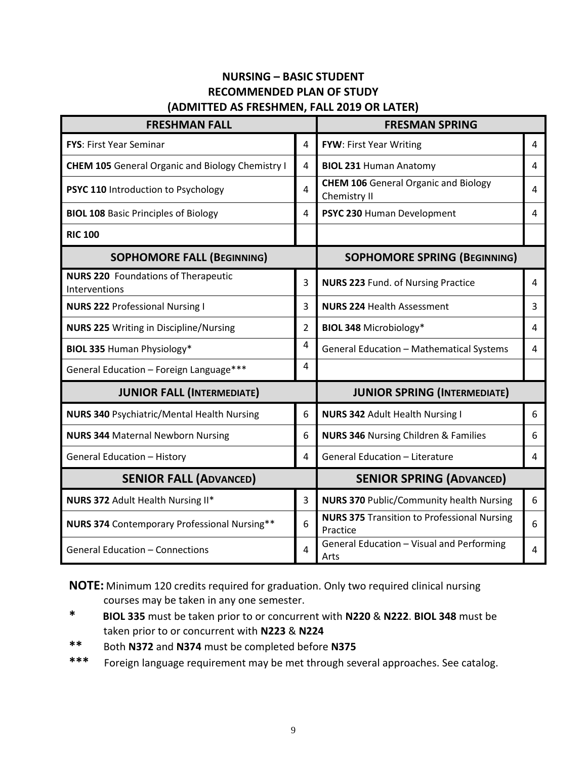# NURSING – BASIC STUDENT
## RECOMMENDED PLAN OF STUDY
## (ADMITTED AS FRESHMEN, FALL 2019 OR LATER)

| FRESHMAN FALL | | FRESMAN SPRING | |
|---|---|---|---|
| **FYS**: First Year Seminar | 4 | **FYW**: First Year Writing | 4 |
| **CHEM 105** General Organic and Biology Chemistry I | 4 | **BIOL 231** Human Anatomy | 4 |
| **PSYC 110** Introduction to Psychology | 4 | **CHEM 106** General Organic and Biology Chemistry II | 4 |
| **BIOL 108** Basic Principles of Biology | 4 | **PSYC 230** Human Development | 4 |
| **RIC 100** | | | |
| **SOPHOMORE FALL (BEGINNING)** | | **SOPHOMORE SPRING (BEGINNING)** | |
| **NURS 220** Foundations of Therapeutic Interventions | 3 | **NURS 223** Fund. of Nursing Practice | 4 |
| **NURS 222** Professional Nursing I | 3 | **NURS 224** Health Assessment | 3 |
| **NURS 225** Writing in Discipline/Nursing | 2 | **BIOL 348** Microbiology* | 4 |
| **BIOL 335** Human Physiology* | 4 | General Education – Mathematical Systems | 4 |
| General Education – Foreign Language*** | 4 | | |
| **JUNIOR FALL (INTERMEDIATE)** | | **JUNIOR SPRING (INTERMEDIATE)** | |
| **NURS 340** Psychiatric/Mental Health Nursing | 6 | **NURS 342** Adult Health Nursing I | 6 |
| **NURS 344** Maternal Newborn Nursing | 6 | **NURS 346** Nursing Children & Families | 6 |
| General Education – History | 4 | General Education – Literature | 4 |
| **SENIOR FALL (ADVANCED)** | | **SENIOR SPRING (ADVANCED)** | |
| **NURS 372** Adult Health Nursing II* | 3 | **NURS 370** Public/Community health Nursing | 6 |
| **NURS 374** Contemporary Professional Nursing** | 6 | **NURS 375** Transition to Professional Nursing Practice | 6 |
| General Education – Connections | 4 | General Education – Visual and Performing Arts | 4 |

**NOTE:** Minimum 120 credits required for graduation. Only two required clinical nursing courses may be taken in any one semester.

**\*** **BIOL 335** must be taken prior to or concurrent with **N220** & **N222**. **BIOL 348** must be taken prior to or concurrent with **N223** & **N224**

**\*\*** Both **N372** and **N374** must be completed before **N375**

**\*\*\*** Foreign language requirement may be met through several approaches. See catalog.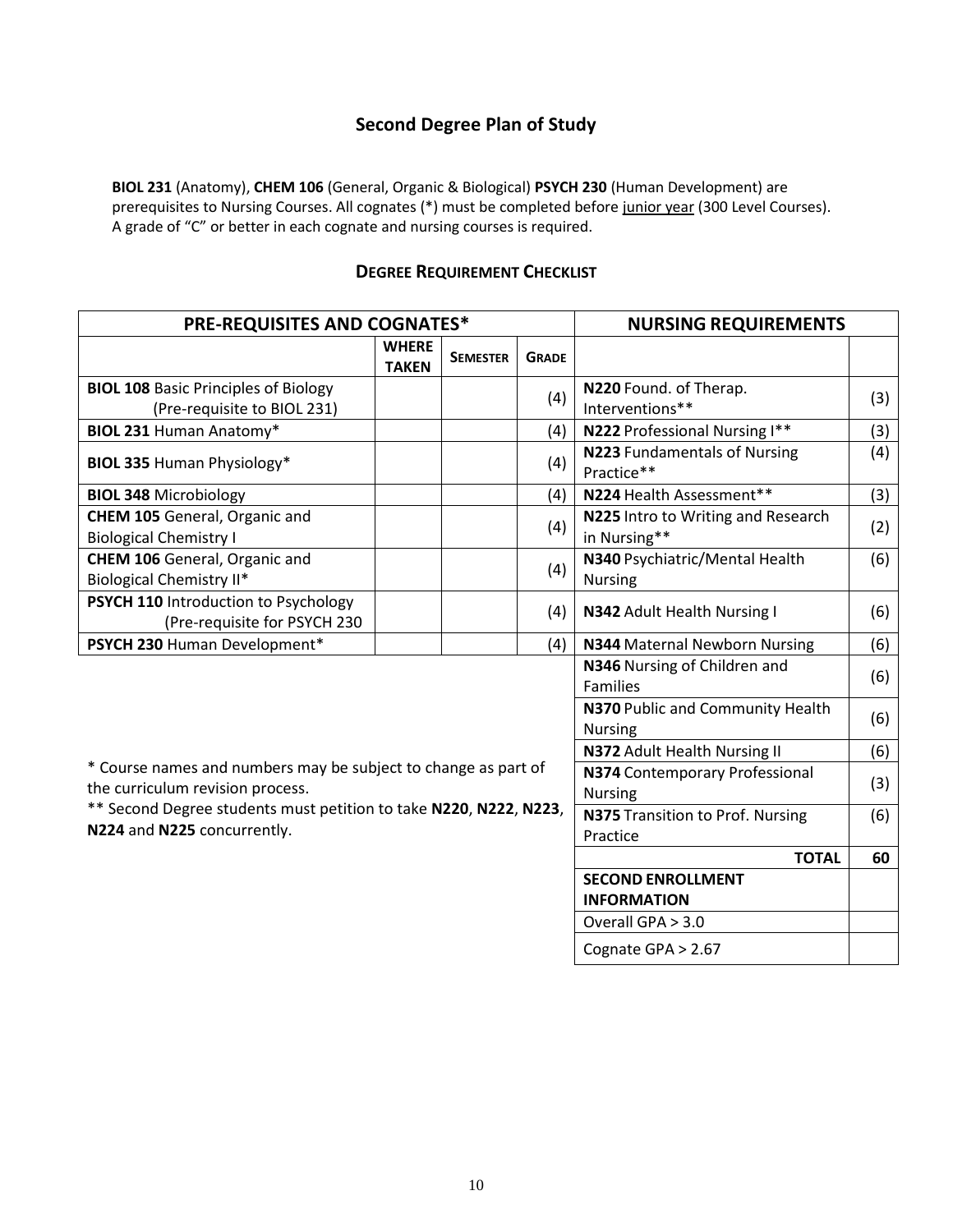## Second Degree Plan of Study

**BIOL 231** (Anatomy), **CHEM 106** (General, Organic & Biological) **PSYCH 230** (Human Development) are prerequisites to Nursing Courses. All cognates (*) must be completed before junior year (300 Level Courses). A grade of "C" or better in each cognate and nursing courses is required.

### DEGREE REQUIREMENT CHECKLIST

| PRE-REQUISITES AND COGNATES* | | | | | NURSING REQUIREMENTS | |
|---|---|---|---|---|---|---|
| | WHERE TAKEN | SEMESTER | GRADE | | | |
| **BIOL 108** Basic Principles of Biology (Pre-requisite to BIOL 231) | | | | (4) | **N220** Found. of Therap. Interventions** | (3) |
| **BIOL 231** Human Anatomy* | | | | (4) | **N222** Professional Nursing I** | (3) |
| **BIOL 335** Human Physiology* | | | | (4) | **N223** Fundamentals of Nursing Practice** | (4) |
| **BIOL 348** Microbiology | | | | (4) | **N224** Health Assessment** | (3) |
| **CHEM 105** General, Organic and Biological Chemistry I | | | | (4) | **N225** Intro to Writing and Research in Nursing** | (2) |
| **CHEM 106** General, Organic and Biological Chemistry II* | | | | (4) | **N340** Psychiatric/Mental Health Nursing | (6) |
| **PSYCH 110** Introduction to Psychology (Pre-requisite for PSYCH 230 | | | | (4) | **N342** Adult Health Nursing I | (6) |
| **PSYCH 230** Human Development* | | | | (4) | **N344** Maternal Newborn Nursing | (6) |
| | | | | | **N346** Nursing of Children and Families | (6) |
| | | | | | **N370** Public and Community Health Nursing | (6) |
| | | | | | **N372** Adult Health Nursing II | (6) |
| | | | | | **N374** Contemporary Professional Nursing | (3) |
| | | | | | **N375** Transition to Prof. Nursing Practice | (6) |
| | | | | | **TOTAL** | **60** |
| | | | | | **SECOND ENROLLMENT INFORMATION** | |
| | | | | | Overall GPA > 3.0 | |
| | | | | | Cognate GPA > 2.67 | |

* Course names and numbers may be subject to change as part of the curriculum revision process.

** Second Degree students must petition to take **N220**, **N222**, **N223**, **N224** and **N225** concurrently.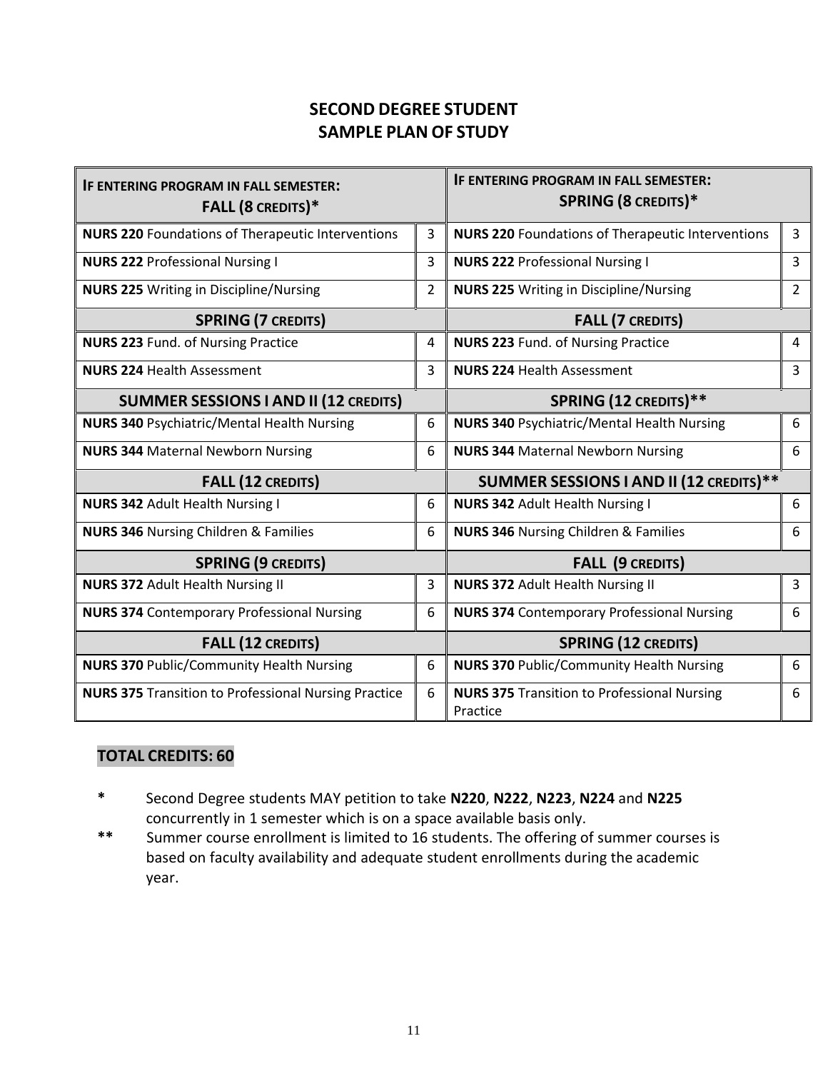# SECOND DEGREE STUDENT
# SAMPLE PLAN OF STUDY

| IF ENTERING PROGRAM IN FALL SEMESTER: FALL (8 CREDITS)* | | IF ENTERING PROGRAM IN FALL SEMESTER: SPRING (8 CREDITS)* | |
|---|---|---|---|
| **NURS 220** Foundations of Therapeutic Interventions | 3 | **NURS 220** Foundations of Therapeutic Interventions | 3 |
| **NURS 222** Professional Nursing I | 3 | **NURS 222** Professional Nursing I | 3 |
| **NURS 225** Writing in Discipline/Nursing | 2 | **NURS 225** Writing in Discipline/Nursing | 2 |
| **SPRING (7 CREDITS)** | | **FALL (7 CREDITS)** | |
| **NURS 223** Fund. of Nursing Practice | 4 | **NURS 223** Fund. of Nursing Practice | 4 |
| **NURS 224** Health Assessment | 3 | **NURS 224** Health Assessment | 3 |
| **SUMMER SESSIONS I AND II (12 CREDITS)** | | **SPRING (12 CREDITS)**** | |
| **NURS 340** Psychiatric/Mental Health Nursing | 6 | **NURS 340** Psychiatric/Mental Health Nursing | 6 |
| **NURS 344** Maternal Newborn Nursing | 6 | **NURS 344** Maternal Newborn Nursing | 6 |
| **FALL (12 CREDITS)** | | **SUMMER SESSIONS I AND II (12 CREDITS)**** | |
| **NURS 342** Adult Health Nursing I | 6 | **NURS 342** Adult Health Nursing I | 6 |
| **NURS 346** Nursing Children & Families | 6 | **NURS 346** Nursing Children & Families | 6 |
| **SPRING (9 CREDITS)** | | **FALL (9 CREDITS)** | |
| **NURS 372** Adult Health Nursing II | 3 | **NURS 372** Adult Health Nursing II | 3 |
| **NURS 374** Contemporary Professional Nursing | 6 | **NURS 374** Contemporary Professional Nursing | 6 |
| **FALL (12 CREDITS)** | | **SPRING (12 CREDITS)** | |
| **NURS 370** Public/Community Health Nursing | 6 | **NURS 370** Public/Community Health Nursing | 6 |
| **NURS 375** Transition to Professional Nursing Practice | 6 | **NURS 375** Transition to Professional Nursing Practice | 6 |

**TOTAL CREDITS: 60**

\* Second Degree students MAY petition to take **N220**, **N222**, **N223**, **N224** and **N225** concurrently in 1 semester which is on a space available basis only.

\*\* Summer course enrollment is limited to 16 students. The offering of summer courses is based on faculty availability and adequate student enrollments during the academic year.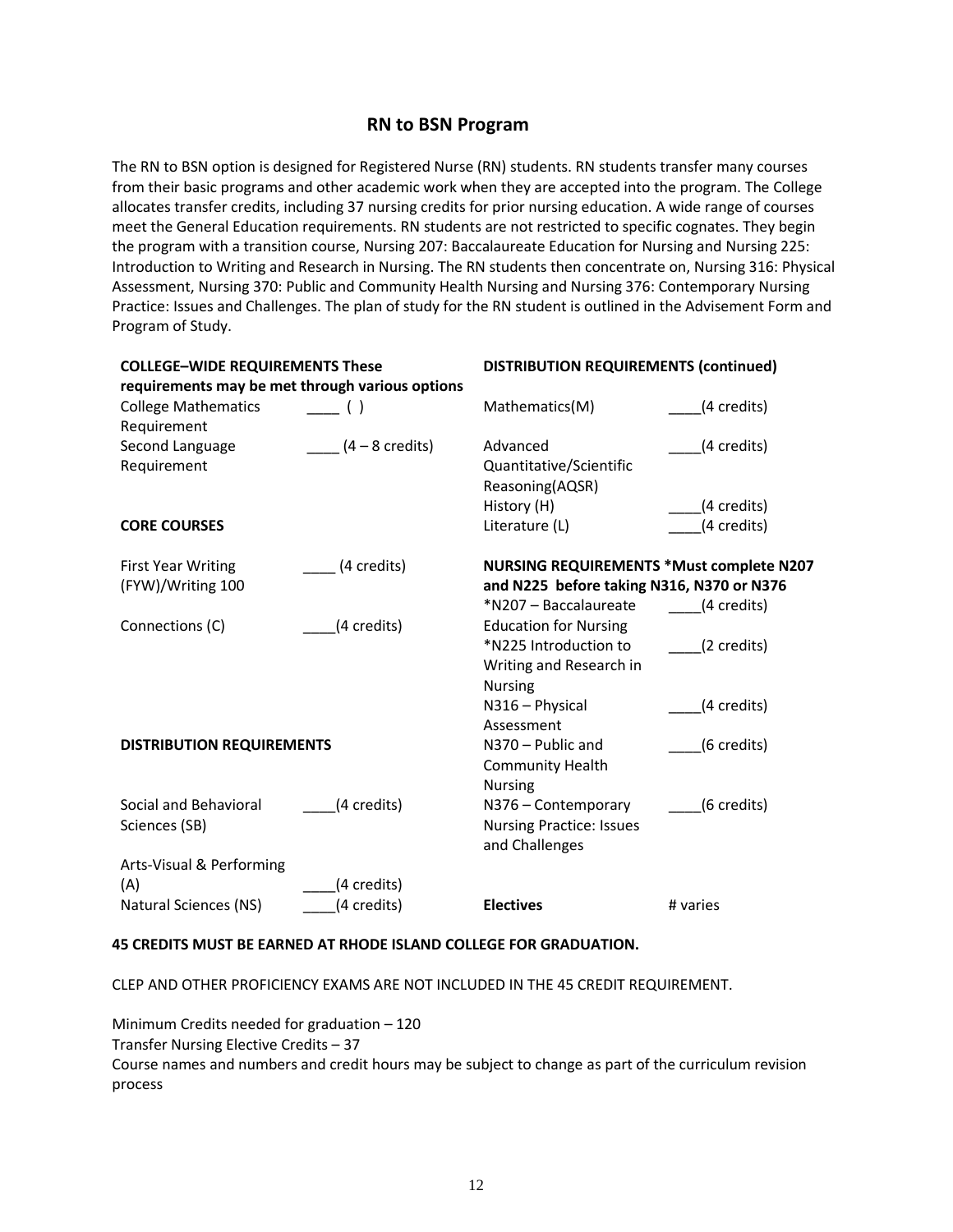## RN to BSN Program

The RN to BSN option is designed for Registered Nurse (RN) students. RN students transfer many courses from their basic programs and other academic work when they are accepted into the program. The College allocates transfer credits, including 37 nursing credits for prior nursing education. A wide range of courses meet the General Education requirements. RN students are not restricted to specific cognates. They begin the program with a transition course, Nursing 207: Baccalaureate Education for Nursing and Nursing 225: Introduction to Writing and Research in Nursing. The RN students then concentrate on, Nursing 316: Physical Assessment, Nursing 370: Public and Community Health Nursing and Nursing 376: Contemporary Nursing Practice: Issues and Challenges. The plan of study for the RN student is outlined in the Advisement Form and Program of Study.

**COLLEGE–WIDE REQUIREMENTS These requirements may be met through various options**

| | |
|---|---|
| College Mathematics Requirement | ____ ( ) |
| Second Language Requirement | ____ (4 – 8 credits) |

**CORE COURSES**

| | |
|---|---|
| First Year Writing (FYW)/Writing 100 | ____ (4 credits) |
| Connections (C) | ____(4 credits) |

**DISTRIBUTION REQUIREMENTS**

| | |
|---|---|
| Social and Behavioral Sciences (SB) | ____(4 credits) |
| Arts-Visual & Performing (A) | ____(4 credits) |
| Natural Sciences (NS) | ____(4 credits) |

**DISTRIBUTION REQUIREMENTS (continued)**

| | |
|---|---|
| Mathematics(M) | ____(4 credits) |
| Advanced Quantitative/Scientific Reasoning(AQSR) | ____(4 credits) |
| History (H) | ____(4 credits) |
| Literature (L) | ____(4 credits) |

**NURSING REQUIREMENTS *Must complete N207 and N225 before taking N316, N370 or N376**

| | |
|---|---|
| *N207 – Baccalaureate Education for Nursing | ____(4 credits) |
| *N225 Introduction to Writing and Research in Nursing | ____(2 credits) |
| N316 – Physical Assessment | ____(4 credits) |
| N370 – Public and Community Health Nursing | ____(6 credits) |
| N376 – Contemporary Nursing Practice: Issues and Challenges | ____(6 credits) |

| | |
|---|---|
| **Electives** | # varies |

**45 CREDITS MUST BE EARNED AT RHODE ISLAND COLLEGE FOR GRADUATION.**

CLEP AND OTHER PROFICIENCY EXAMS ARE NOT INCLUDED IN THE 45 CREDIT REQUIREMENT.

Minimum Credits needed for graduation – 120
Transfer Nursing Elective Credits – 37
Course names and numbers and credit hours may be subject to change as part of the curriculum revision process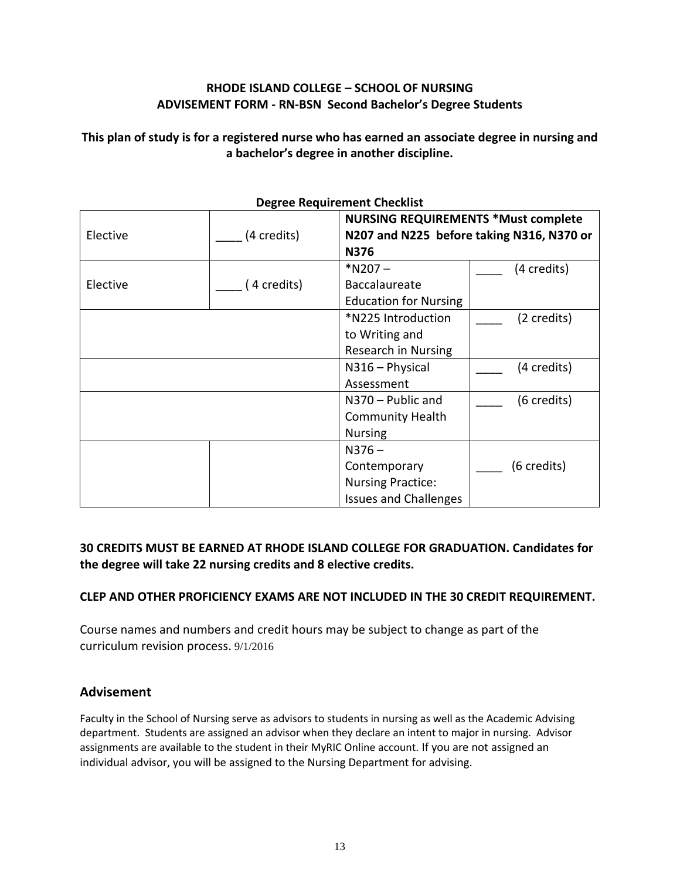**RHODE ISLAND COLLEGE – SCHOOL OF NURSING**
**ADVISEMENT FORM - RN-BSN Second Bachelor's Degree Students**

**This plan of study is for a registered nurse who has earned an associate degree in nursing and a bachelor's degree in another discipline.**

**Degree Requirement Checklist**

| | | | |
|---|---|---|---|
| Elective | ____ (4 credits) | **NURSING REQUIREMENTS *Must complete N207 and N225 before taking N316, N370 or N376** | |
| Elective | ____ ( 4 credits) | *N207 – Baccalaureate Education for Nursing | ____ (4 credits) |
| | | *N225 Introduction to Writing and Research in Nursing | ____ (2 credits) |
| | | N316 – Physical Assessment | ____ (4 credits) |
| | | N370 – Public and Community Health Nursing | ____ (6 credits) |
| | | N376 – Contemporary Nursing Practice: Issues and Challenges | ____ (6 credits) |

**30 CREDITS MUST BE EARNED AT RHODE ISLAND COLLEGE FOR GRADUATION. Candidates for the degree will take 22 nursing credits and 8 elective credits.**

**CLEP AND OTHER PROFICIENCY EXAMS ARE NOT INCLUDED IN THE 30 CREDIT REQUIREMENT.**

Course names and numbers and credit hours may be subject to change as part of the curriculum revision process. 9/1/2016

## Advisement

Faculty in the School of Nursing serve as advisors to students in nursing as well as the Academic Advising department. Students are assigned an advisor when they declare an intent to major in nursing. Advisor assignments are available to the student in their MyRIC Online account. If you are not assigned an individual advisor, you will be assigned to the Nursing Department for advising.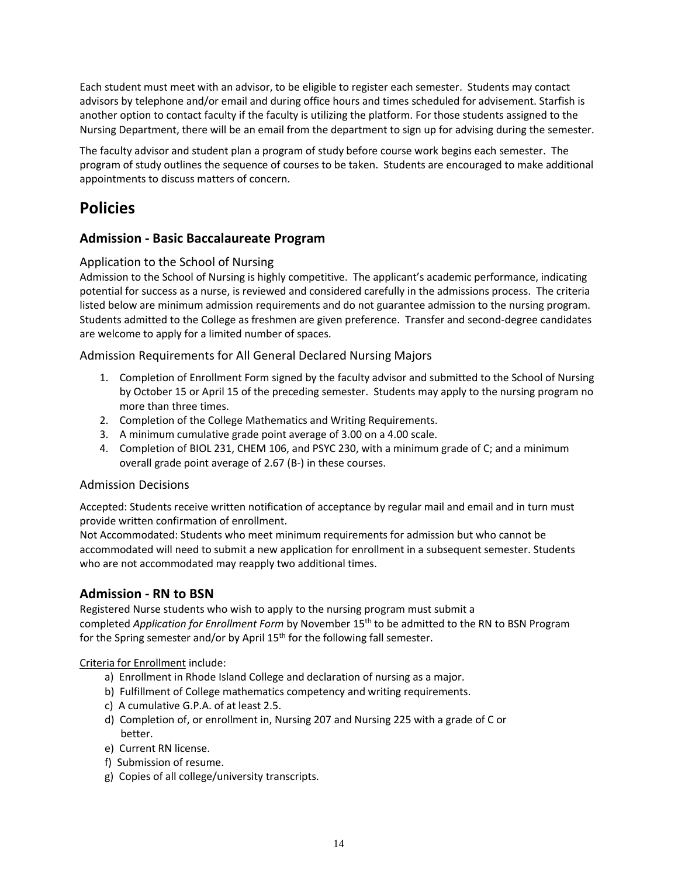Each student must meet with an advisor, to be eligible to register each semester. Students may contact advisors by telephone and/or email and during office hours and times scheduled for advisement. Starfish is another option to contact faculty if the faculty is utilizing the platform. For those students assigned to the Nursing Department, there will be an email from the department to sign up for advising during the semester.

The faculty advisor and student plan a program of study before course work begins each semester. The program of study outlines the sequence of courses to be taken. Students are encouraged to make additional appointments to discuss matters of concern.

# Policies

## Admission - Basic Baccalaureate Program

### Application to the School of Nursing

Admission to the School of Nursing is highly competitive. The applicant's academic performance, indicating potential for success as a nurse, is reviewed and considered carefully in the admissions process. The criteria listed below are minimum admission requirements and do not guarantee admission to the nursing program. Students admitted to the College as freshmen are given preference. Transfer and second-degree candidates are welcome to apply for a limited number of spaces.

### Admission Requirements for All General Declared Nursing Majors

1. Completion of Enrollment Form signed by the faculty advisor and submitted to the School of Nursing by October 15 or April 15 of the preceding semester. Students may apply to the nursing program no more than three times.
2. Completion of the College Mathematics and Writing Requirements.
3. A minimum cumulative grade point average of 3.00 on a 4.00 scale.
4. Completion of BIOL 231, CHEM 106, and PSYC 230, with a minimum grade of C; and a minimum overall grade point average of 2.67 (B-) in these courses.

### Admission Decisions

Accepted: Students receive written notification of acceptance by regular mail and email and in turn must provide written confirmation of enrollment.

Not Accommodated: Students who meet minimum requirements for admission but who cannot be accommodated will need to submit a new application for enrollment in a subsequent semester. Students who are not accommodated may reapply two additional times.

## Admission - RN to BSN

Registered Nurse students who wish to apply to the nursing program must submit a completed *Application for Enrollment Form* by November 15th to be admitted to the RN to BSN Program for the Spring semester and/or by April 15th for the following fall semester.

Criteria for Enrollment include:

a) Enrollment in Rhode Island College and declaration of nursing as a major.
b) Fulfillment of College mathematics competency and writing requirements.
c) A cumulative G.P.A. of at least 2.5.
d) Completion of, or enrollment in, Nursing 207 and Nursing 225 with a grade of C or better.
e) Current RN license.
f) Submission of resume.
g) Copies of all college/university transcripts.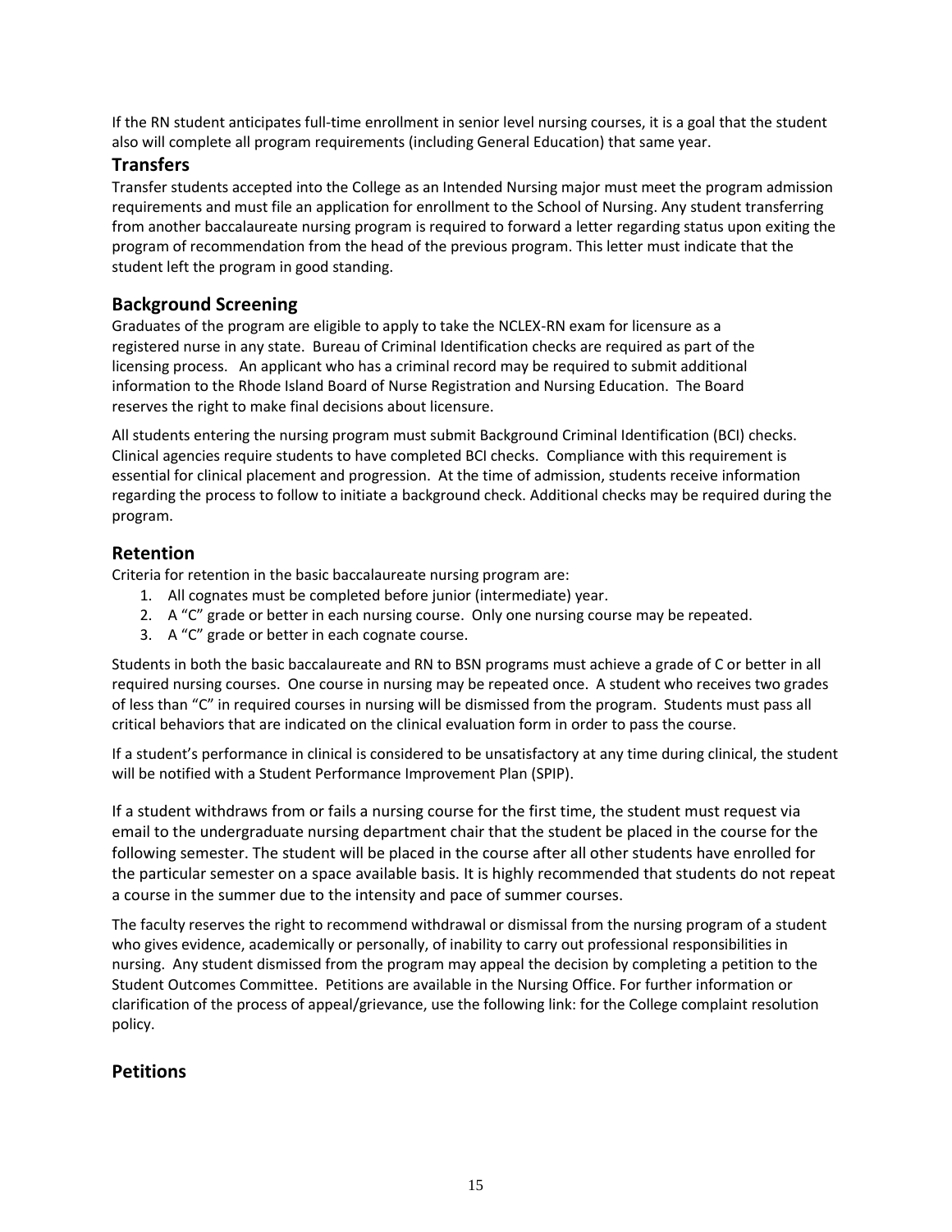If the RN student anticipates full-time enrollment in senior level nursing courses, it is a goal that the student also will complete all program requirements (including General Education) that same year.

## Transfers

Transfer students accepted into the College as an Intended Nursing major must meet the program admission requirements and must file an application for enrollment to the School of Nursing. Any student transferring from another baccalaureate nursing program is required to forward a letter regarding status upon exiting the program of recommendation from the head of the previous program. This letter must indicate that the student left the program in good standing.

## Background Screening

Graduates of the program are eligible to apply to take the NCLEX-RN exam for licensure as a registered nurse in any state. Bureau of Criminal Identification checks are required as part of the licensing process. An applicant who has a criminal record may be required to submit additional information to the Rhode Island Board of Nurse Registration and Nursing Education. The Board reserves the right to make final decisions about licensure.

All students entering the nursing program must submit Background Criminal Identification (BCI) checks. Clinical agencies require students to have completed BCI checks. Compliance with this requirement is essential for clinical placement and progression. At the time of admission, students receive information regarding the process to follow to initiate a background check. Additional checks may be required during the program.

## Retention

Criteria for retention in the basic baccalaureate nursing program are:

1. All cognates must be completed before junior (intermediate) year.
2. A "C" grade or better in each nursing course. Only one nursing course may be repeated.
3. A "C" grade or better in each cognate course.

Students in both the basic baccalaureate and RN to BSN programs must achieve a grade of C or better in all required nursing courses. One course in nursing may be repeated once. A student who receives two grades of less than "C" in required courses in nursing will be dismissed from the program. Students must pass all critical behaviors that are indicated on the clinical evaluation form in order to pass the course.

If a student's performance in clinical is considered to be unsatisfactory at any time during clinical, the student will be notified with a Student Performance Improvement Plan (SPIP).

If a student withdraws from or fails a nursing course for the first time, the student must request via email to the undergraduate nursing department chair that the student be placed in the course for the following semester. The student will be placed in the course after all other students have enrolled for the particular semester on a space available basis. It is highly recommended that students do not repeat a course in the summer due to the intensity and pace of summer courses.

The faculty reserves the right to recommend withdrawal or dismissal from the nursing program of a student who gives evidence, academically or personally, of inability to carry out professional responsibilities in nursing. Any student dismissed from the program may appeal the decision by completing a petition to the Student Outcomes Committee. Petitions are available in the Nursing Office. For further information or clarification of the process of appeal/grievance, use the following link: for the College complaint resolution policy.

## Petitions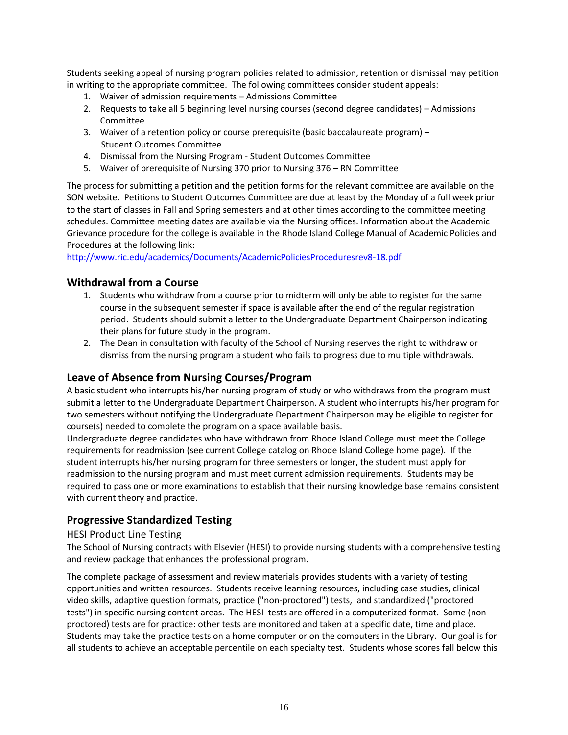Students seeking appeal of nursing program policies related to admission, retention or dismissal may petition in writing to the appropriate committee. The following committees consider student appeals:

1. Waiver of admission requirements – Admissions Committee
2. Requests to take all 5 beginning level nursing courses (second degree candidates) – Admissions Committee
3. Waiver of a retention policy or course prerequisite (basic baccalaureate program) – Student Outcomes Committee
4. Dismissal from the Nursing Program - Student Outcomes Committee
5. Waiver of prerequisite of Nursing 370 prior to Nursing 376 – RN Committee

The process for submitting a petition and the petition forms for the relevant committee are available on the SON website. Petitions to Student Outcomes Committee are due at least by the Monday of a full week prior to the start of classes in Fall and Spring semesters and at other times according to the committee meeting schedules. Committee meeting dates are available via the Nursing offices. Information about the Academic Grievance procedure for the college is available in the Rhode Island College Manual of Academic Policies and Procedures at the following link:
http://www.ric.edu/academics/Documents/AcademicPoliciesProceduresrev8-18.pdf

## Withdrawal from a Course

1. Students who withdraw from a course prior to midterm will only be able to register for the same course in the subsequent semester if space is available after the end of the regular registration period. Students should submit a letter to the Undergraduate Department Chairperson indicating their plans for future study in the program.
2. The Dean in consultation with faculty of the School of Nursing reserves the right to withdraw or dismiss from the nursing program a student who fails to progress due to multiple withdrawals.

## Leave of Absence from Nursing Courses/Program

A basic student who interrupts his/her nursing program of study or who withdraws from the program must submit a letter to the Undergraduate Department Chairperson. A student who interrupts his/her program for two semesters without notifying the Undergraduate Department Chairperson may be eligible to register for course(s) needed to complete the program on a space available basis.
Undergraduate degree candidates who have withdrawn from Rhode Island College must meet the College requirements for readmission (see current College catalog on Rhode Island College home page). If the student interrupts his/her nursing program for three semesters or longer, the student must apply for readmission to the nursing program and must meet current admission requirements. Students may be required to pass one or more examinations to establish that their nursing knowledge base remains consistent with current theory and practice.

## Progressive Standardized Testing

### HESI Product Line Testing

The School of Nursing contracts with Elsevier (HESI) to provide nursing students with a comprehensive testing and review package that enhances the professional program.

The complete package of assessment and review materials provides students with a variety of testing opportunities and written resources. Students receive learning resources, including case studies, clinical video skills, adaptive question formats, practice ("non-proctored") tests, and standardized ("proctored tests") in specific nursing content areas. The HESI tests are offered in a computerized format. Some (non-proctored) tests are for practice: other tests are monitored and taken at a specific date, time and place. Students may take the practice tests on a home computer or on the computers in the Library. Our goal is for all students to achieve an acceptable percentile on each specialty test. Students whose scores fall below this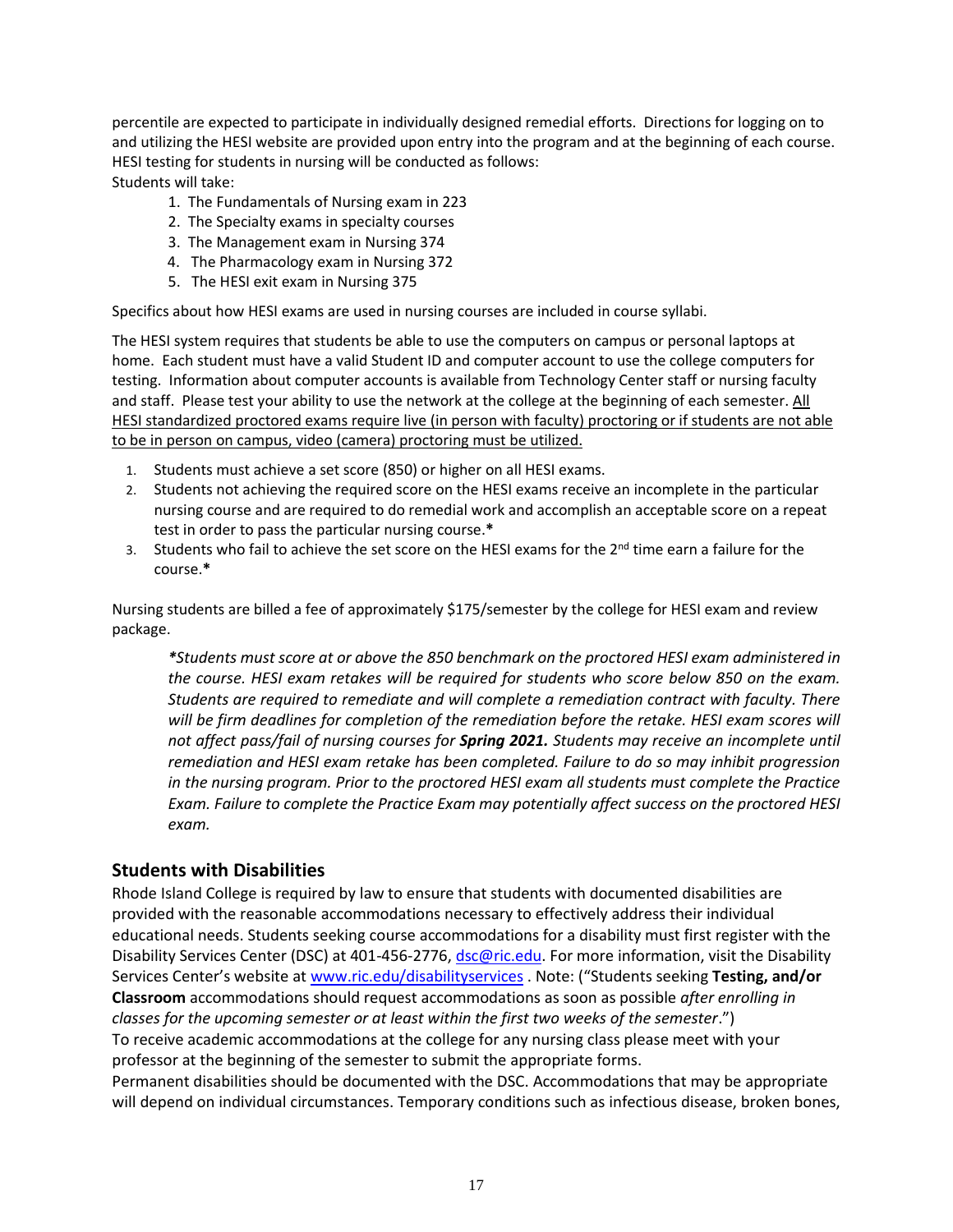percentile are expected to participate in individually designed remedial efforts. Directions for logging on to and utilizing the HESI website are provided upon entry into the program and at the beginning of each course. HESI testing for students in nursing will be conducted as follows:
Students will take:

1. The Fundamentals of Nursing exam in 223
2. The Specialty exams in specialty courses
3. The Management exam in Nursing 374
4. The Pharmacology exam in Nursing 372
5. The HESI exit exam in Nursing 375

Specifics about how HESI exams are used in nursing courses are included in course syllabi.

The HESI system requires that students be able to use the computers on campus or personal laptops at home. Each student must have a valid Student ID and computer account to use the college computers for testing. Information about computer accounts is available from Technology Center staff or nursing faculty and staff. Please test your ability to use the network at the college at the beginning of each semester. All HESI standardized proctored exams require live (in person with faculty) proctoring or if students are not able to be in person on campus, video (camera) proctoring must be utilized.

1. Students must achieve a set score (850) or higher on all HESI exams.
2. Students not achieving the required score on the HESI exams receive an incomplete in the particular nursing course and are required to do remedial work and accomplish an acceptable score on a repeat test in order to pass the particular nursing course.*
3. Students who fail to achieve the set score on the HESI exams for the 2nd time earn a failure for the course.*

Nursing students are billed a fee of approximately $175/semester by the college for HESI exam and review package.

> **\***Students must score at or above the 850 benchmark on the proctored HESI exam administered in the course. HESI exam retakes will be required for students who score below 850 on the exam. Students are required to remediate and will complete a remediation contract with faculty. There will be firm deadlines for completion of the remediation before the retake. HESI exam scores will not affect pass/fail of nursing courses for ***Spring 2021.*** Students may receive an incomplete until remediation and HESI exam retake has been completed. Failure to do so may inhibit progression in the nursing program. Prior to the proctored HESI exam all students must complete the Practice Exam. Failure to complete the Practice Exam may potentially affect success on the proctored HESI exam.*

## Students with Disabilities

Rhode Island College is required by law to ensure that students with documented disabilities are provided with the reasonable accommodations necessary to effectively address their individual educational needs. Students seeking course accommodations for a disability must first register with the Disability Services Center (DSC) at 401-456-2776, dsc@ric.edu. For more information, visit the Disability Services Center's website at www.ric.edu/disabilityservices . Note: ("Students seeking **Testing, and/or Classroom** accommodations should request accommodations as soon as possible *after enrolling in classes for the upcoming semester or at least within the first two weeks of the semester*.")
To receive academic accommodations at the college for any nursing class please meet with your professor at the beginning of the semester to submit the appropriate forms.
Permanent disabilities should be documented with the DSC. Accommodations that may be appropriate will depend on individual circumstances. Temporary conditions such as infectious disease, broken bones,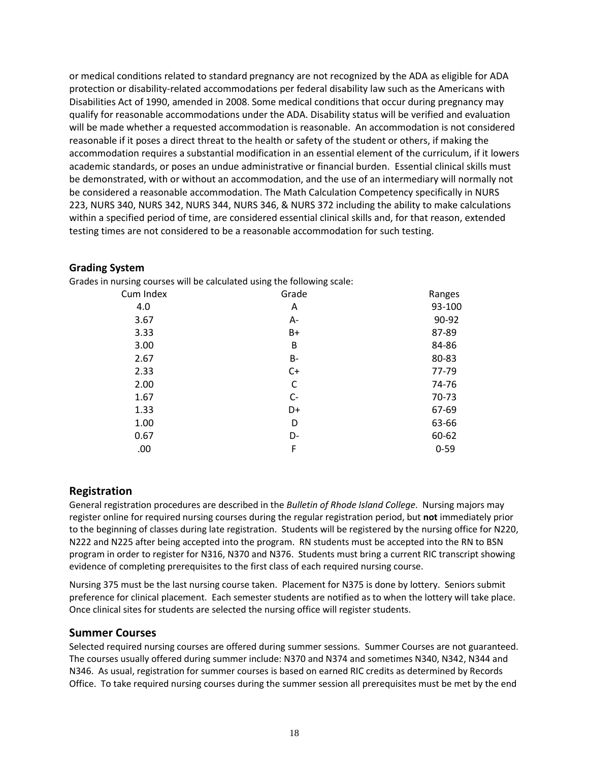or medical conditions related to standard pregnancy are not recognized by the ADA as eligible for ADA protection or disability-related accommodations per federal disability law such as the Americans with Disabilities Act of 1990, amended in 2008. Some medical conditions that occur during pregnancy may qualify for reasonable accommodations under the ADA. Disability status will be verified and evaluation will be made whether a requested accommodation is reasonable. An accommodation is not considered reasonable if it poses a direct threat to the health or safety of the student or others, if making the accommodation requires a substantial modification in an essential element of the curriculum, if it lowers academic standards, or poses an undue administrative or financial burden. Essential clinical skills must be demonstrated, with or without an accommodation, and the use of an intermediary will normally not be considered a reasonable accommodation. The Math Calculation Competency specifically in NURS 223, NURS 340, NURS 342, NURS 344, NURS 346, & NURS 372 including the ability to make calculations within a specified period of time, are considered essential clinical skills and, for that reason, extended testing times are not considered to be a reasonable accommodation for such testing.

### Grading System

Grades in nursing courses will be calculated using the following scale:

| Cum Index | Grade | Ranges |
|---|---|---|
| 4.0 | A | 93-100 |
| 3.67 | A- | 90-92 |
| 3.33 | B+ | 87-89 |
| 3.00 | B | 84-86 |
| 2.67 | B- | 80-83 |
| 2.33 | C+ | 77-79 |
| 2.00 | C | 74-76 |
| 1.67 | C- | 70-73 |
| 1.33 | D+ | 67-69 |
| 1.00 | D | 63-66 |
| 0.67 | D- | 60-62 |
| .00 | F | 0-59 |

## Registration

General registration procedures are described in the *Bulletin of Rhode Island College*. Nursing majors may register online for required nursing courses during the regular registration period, but **not** immediately prior to the beginning of classes during late registration. Students will be registered by the nursing office for N220, N222 and N225 after being accepted into the program. RN students must be accepted into the RN to BSN program in order to register for N316, N370 and N376. Students must bring a current RIC transcript showing evidence of completing prerequisites to the first class of each required nursing course.

Nursing 375 must be the last nursing course taken. Placement for N375 is done by lottery. Seniors submit preference for clinical placement. Each semester students are notified as to when the lottery will take place. Once clinical sites for students are selected the nursing office will register students.

## Summer Courses

Selected required nursing courses are offered during summer sessions. Summer Courses are not guaranteed. The courses usually offered during summer include: N370 and N374 and sometimes N340, N342, N344 and N346. As usual, registration for summer courses is based on earned RIC credits as determined by Records Office. To take required nursing courses during the summer session all prerequisites must be met by the end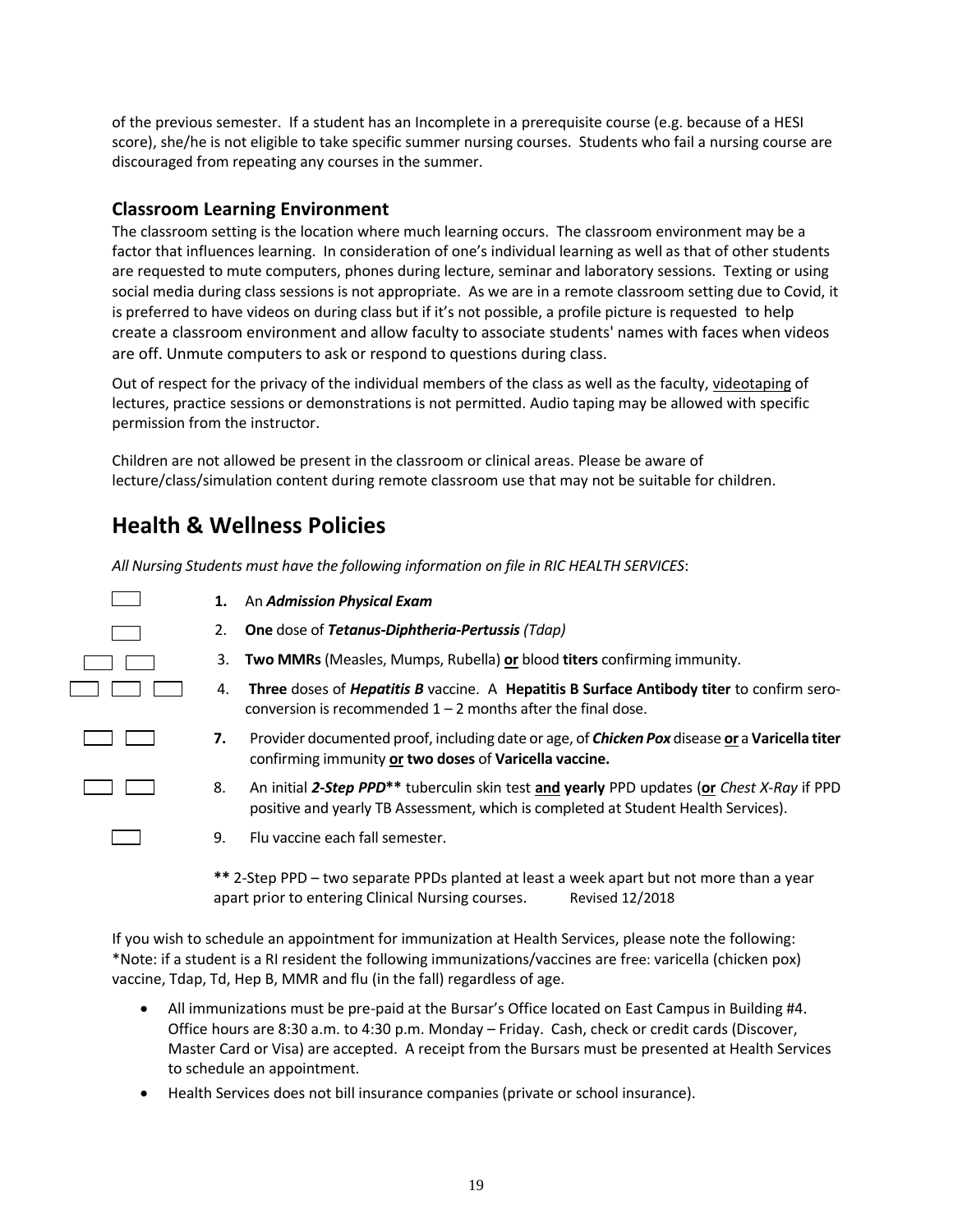of the previous semester. If a student has an Incomplete in a prerequisite course (e.g. because of a HESI score), she/he is not eligible to take specific summer nursing courses. Students who fail a nursing course are discouraged from repeating any courses in the summer.

### Classroom Learning Environment

The classroom setting is the location where much learning occurs. The classroom environment may be a factor that influences learning. In consideration of one's individual learning as well as that of other students are requested to mute computers, phones during lecture, seminar and laboratory sessions. Texting or using social media during class sessions is not appropriate. As we are in a remote classroom setting due to Covid, it is preferred to have videos on during class but if it's not possible, a profile picture is requested to help create a classroom environment and allow faculty to associate students' names with faces when videos are off. Unmute computers to ask or respond to questions during class.

Out of respect for the privacy of the individual members of the class as well as the faculty, videotaping of lectures, practice sessions or demonstrations is not permitted. Audio taping may be allowed with specific permission from the instructor.

Children are not allowed be present in the classroom or clinical areas. Please be aware of lecture/class/simulation content during remote classroom use that may not be suitable for children.

## Health & Wellness Policies

*All Nursing Students must have the following information on file in RIC HEALTH SERVICES*:

☐ **1.** An ***Admission Physical Exam***

☐ 2. **One** dose of ***Tetanus-Diphtheria-Pertussis*** *(Tdap)*

☐ ☐ 3. **Two MMRs** (Measles, Mumps, Rubella) **or** blood **titers** confirming immunity.

☐ ☐ ☐ 4. **Three** doses of ***Hepatitis B*** vaccine. A **Hepatitis B Surface Antibody titer** to confirm sero-conversion is recommended 1 – 2 months after the final dose.

☐ ☐ **7.** Provider documented proof, including date or age, of ***Chicken Pox*** disease **or** a **Varicella titer** confirming immunity **or two doses** of **Varicella vaccine.**

☐ ☐ 8. An initial ***2-Step PPD*\*\*** tuberculin skin test **and yearly** PPD updates (**or** *Chest X-Ray* if PPD positive and yearly TB Assessment, which is completed at Student Health Services).

☐ 9. Flu vaccine each fall semester.

**\*\*** 2-Step PPD – two separate PPDs planted at least a week apart but not more than a year apart prior to entering Clinical Nursing courses. Revised 12/2018

If you wish to schedule an appointment for immunization at Health Services, please note the following: \*Note: if a student is a RI resident the following immunizations/vaccines are free: varicella (chicken pox) vaccine, Tdap, Td, Hep B, MMR and flu (in the fall) regardless of age.

- All immunizations must be pre-paid at the Bursar's Office located on East Campus in Building #4. Office hours are 8:30 a.m. to 4:30 p.m. Monday – Friday. Cash, check or credit cards (Discover, Master Card or Visa) are accepted. A receipt from the Bursars must be presented at Health Services to schedule an appointment.
- Health Services does not bill insurance companies (private or school insurance).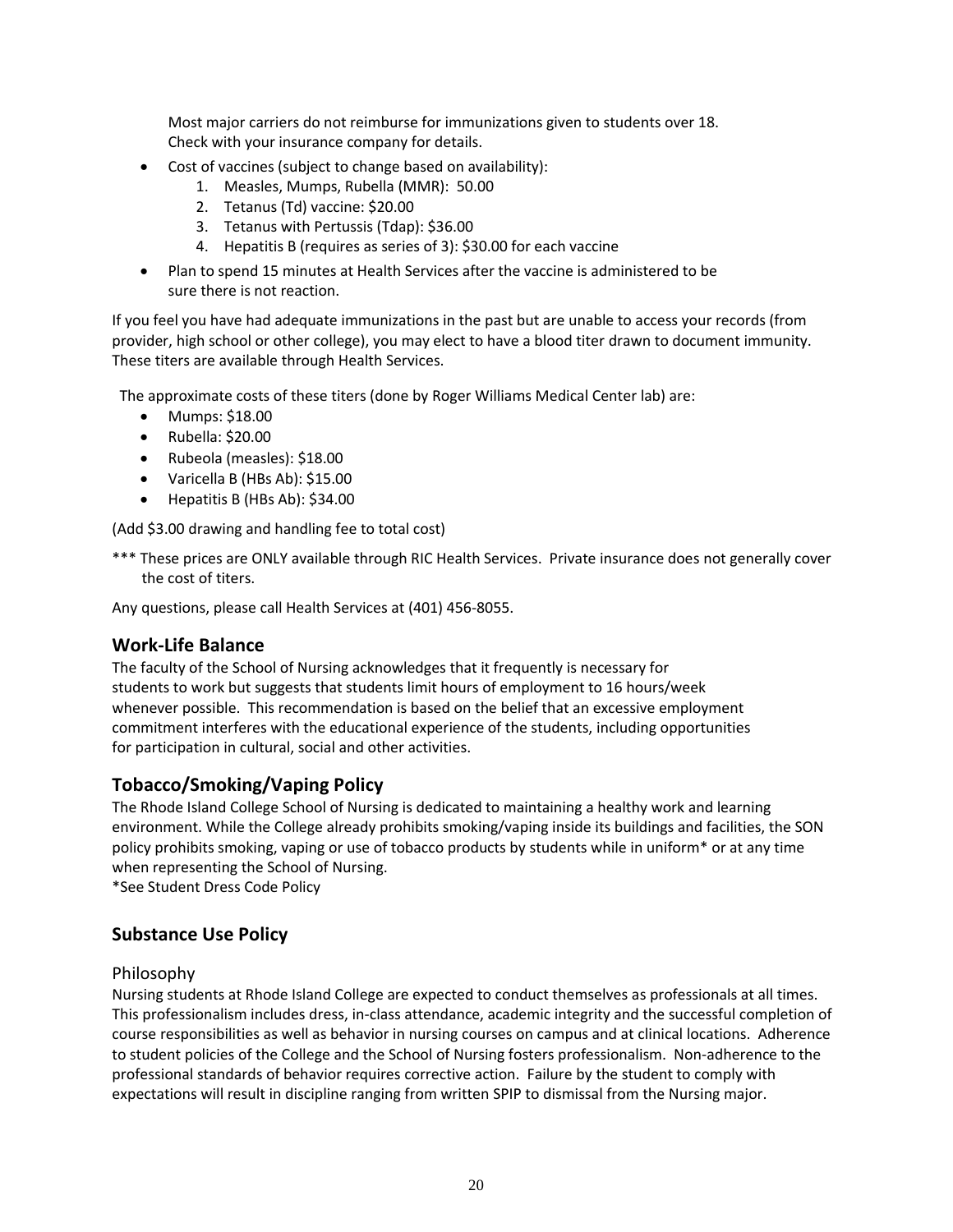Most major carriers do not reimburse for immunizations given to students over 18. Check with your insurance company for details.

- Cost of vaccines (subject to change based on availability):
    1. Measles, Mumps, Rubella (MMR): 50.00
    2. Tetanus (Td) vaccine: $20.00
    3. Tetanus with Pertussis (Tdap): $36.00
    4. Hepatitis B (requires as series of 3): $30.00 for each vaccine
- Plan to spend 15 minutes at Health Services after the vaccine is administered to be sure there is not reaction.

If you feel you have had adequate immunizations in the past but are unable to access your records (from provider, high school or other college), you may elect to have a blood titer drawn to document immunity. These titers are available through Health Services.

The approximate costs of these titers (done by Roger Williams Medical Center lab) are:

- Mumps: $18.00
- Rubella: $20.00
- Rubeola (measles): $18.00
- Varicella B (HBs Ab): $15.00
- Hepatitis B (HBs Ab): $34.00

(Add $3.00 drawing and handling fee to total cost)

*** These prices are ONLY available through RIC Health Services. Private insurance does not generally cover the cost of titers.

Any questions, please call Health Services at (401) 456-8055.

## Work-Life Balance

The faculty of the School of Nursing acknowledges that it frequently is necessary for students to work but suggests that students limit hours of employment to 16 hours/week whenever possible. This recommendation is based on the belief that an excessive employment commitment interferes with the educational experience of the students, including opportunities for participation in cultural, social and other activities.

## Tobacco/Smoking/Vaping Policy

The Rhode Island College School of Nursing is dedicated to maintaining a healthy work and learning environment. While the College already prohibits smoking/vaping inside its buildings and facilities, the SON policy prohibits smoking, vaping or use of tobacco products by students while in uniform* or at any time when representing the School of Nursing.

*See Student Dress Code Policy

## Substance Use Policy

### Philosophy

Nursing students at Rhode Island College are expected to conduct themselves as professionals at all times. This professionalism includes dress, in-class attendance, academic integrity and the successful completion of course responsibilities as well as behavior in nursing courses on campus and at clinical locations. Adherence to student policies of the College and the School of Nursing fosters professionalism. Non-adherence to the professional standards of behavior requires corrective action. Failure by the student to comply with expectations will result in discipline ranging from written SPIP to dismissal from the Nursing major.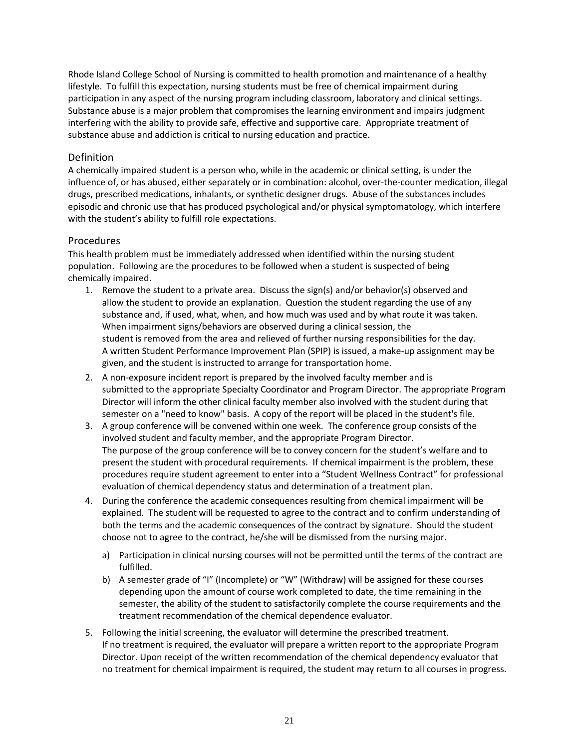Rhode Island College School of Nursing is committed to health promotion and maintenance of a healthy lifestyle. To fulfill this expectation, nursing students must be free of chemical impairment during participation in any aspect of the nursing program including classroom, laboratory and clinical settings. Substance abuse is a major problem that compromises the learning environment and impairs judgment interfering with the ability to provide safe, effective and supportive care. Appropriate treatment of substance abuse and addiction is critical to nursing education and practice.

## Definition

A chemically impaired student is a person who, while in the academic or clinical setting, is under the influence of, or has abused, either separately or in combination: alcohol, over-the-counter medication, illegal drugs, prescribed medications, inhalants, or synthetic designer drugs. Abuse of the substances includes episodic and chronic use that has produced psychological and/or physical symptomatology, which interfere with the student's ability to fulfill role expectations.

## Procedures

This health problem must be immediately addressed when identified within the nursing student population. Following are the procedures to be followed when a student is suspected of being chemically impaired.

1. Remove the student to a private area. Discuss the sign(s) and/or behavior(s) observed and allow the student to provide an explanation. Question the student regarding the use of any substance and, if used, what, when, and how much was used and by what route it was taken. When impairment signs/behaviors are observed during a clinical session, the student is removed from the area and relieved of further nursing responsibilities for the day. A written Student Performance Improvement Plan (SPIP) is issued, a make-up assignment may be given, and the student is instructed to arrange for transportation home.
2. A non-exposure incident report is prepared by the involved faculty member and is submitted to the appropriate Specialty Coordinator and Program Director. The appropriate Program Director will inform the other clinical faculty member also involved with the student during that semester on a "need to know" basis. A copy of the report will be placed in the student's file.
3. A group conference will be convened within one week. The conference group consists of the involved student and faculty member, and the appropriate Program Director. The purpose of the group conference will be to convey concern for the student's welfare and to present the student with procedural requirements. If chemical impairment is the problem, these procedures require student agreement to enter into a "Student Wellness Contract" for professional evaluation of chemical dependency status and determination of a treatment plan.
4. During the conference the academic consequences resulting from chemical impairment will be explained. The student will be requested to agree to the contract and to confirm understanding of both the terms and the academic consequences of the contract by signature. Should the student choose not to agree to the contract, he/she will be dismissed from the nursing major.
   a) Participation in clinical nursing courses will not be permitted until the terms of the contract are fulfilled.
   b) A semester grade of "I" (Incomplete) or "W" (Withdraw) will be assigned for these courses depending upon the amount of course work completed to date, the time remaining in the semester, the ability of the student to satisfactorily complete the course requirements and the treatment recommendation of the chemical dependence evaluator.
5. Following the initial screening, the evaluator will determine the prescribed treatment. If no treatment is required, the evaluator will prepare a written report to the appropriate Program Director. Upon receipt of the written recommendation of the chemical dependency evaluator that no treatment for chemical impairment is required, the student may return to all courses in progress.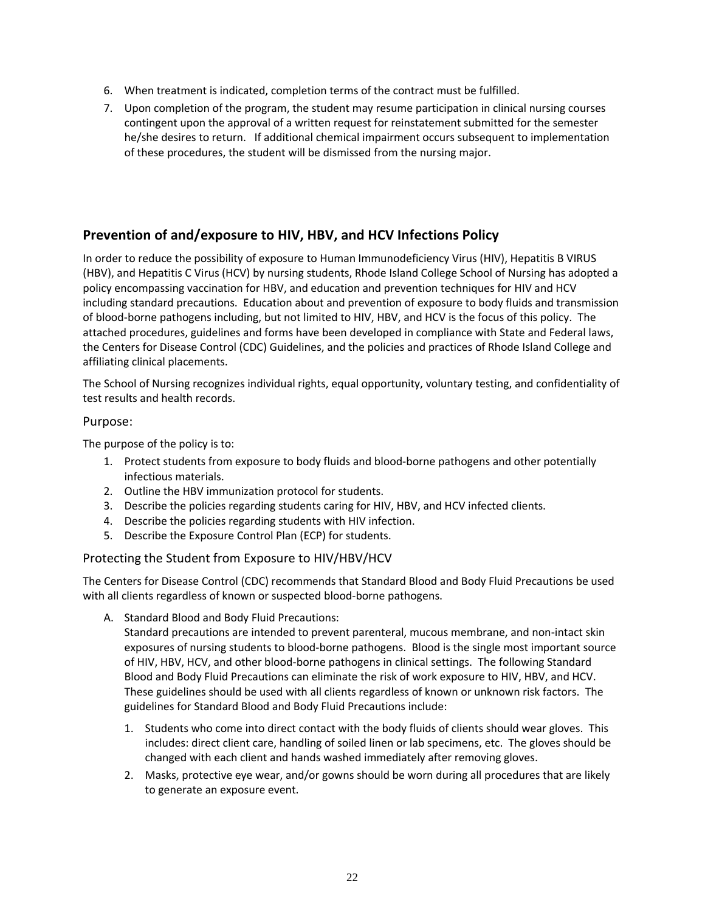6. When treatment is indicated, completion terms of the contract must be fulfilled.
7. Upon completion of the program, the student may resume participation in clinical nursing courses contingent upon the approval of a written request for reinstatement submitted for the semester he/she desires to return. If additional chemical impairment occurs subsequent to implementation of these procedures, the student will be dismissed from the nursing major.

## Prevention of and/exposure to HIV, HBV, and HCV Infections Policy

In order to reduce the possibility of exposure to Human Immunodeficiency Virus (HIV), Hepatitis B VIRUS (HBV), and Hepatitis C Virus (HCV) by nursing students, Rhode Island College School of Nursing has adopted a policy encompassing vaccination for HBV, and education and prevention techniques for HIV and HCV including standard precautions. Education about and prevention of exposure to body fluids and transmission of blood-borne pathogens including, but not limited to HIV, HBV, and HCV is the focus of this policy. The attached procedures, guidelines and forms have been developed in compliance with State and Federal laws, the Centers for Disease Control (CDC) Guidelines, and the policies and practices of Rhode Island College and affiliating clinical placements.

The School of Nursing recognizes individual rights, equal opportunity, voluntary testing, and confidentiality of test results and health records.

### Purpose:

The purpose of the policy is to:

1. Protect students from exposure to body fluids and blood-borne pathogens and other potentially infectious materials.
2. Outline the HBV immunization protocol for students.
3. Describe the policies regarding students caring for HIV, HBV, and HCV infected clients.
4. Describe the policies regarding students with HIV infection.
5. Describe the Exposure Control Plan (ECP) for students.

### Protecting the Student from Exposure to HIV/HBV/HCV

The Centers for Disease Control (CDC) recommends that Standard Blood and Body Fluid Precautions be used with all clients regardless of known or suspected blood-borne pathogens.

A. Standard Blood and Body Fluid Precautions:
   Standard precautions are intended to prevent parenteral, mucous membrane, and non-intact skin exposures of nursing students to blood-borne pathogens. Blood is the single most important source of HIV, HBV, HCV, and other blood-borne pathogens in clinical settings. The following Standard Blood and Body Fluid Precautions can eliminate the risk of work exposure to HIV, HBV, and HCV. These guidelines should be used with all clients regardless of known or unknown risk factors. The guidelines for Standard Blood and Body Fluid Precautions include:

   1. Students who come into direct contact with the body fluids of clients should wear gloves. This includes: direct client care, handling of soiled linen or lab specimens, etc. The gloves should be changed with each client and hands washed immediately after removing gloves.
   2. Masks, protective eye wear, and/or gowns should be worn during all procedures that are likely to generate an exposure event.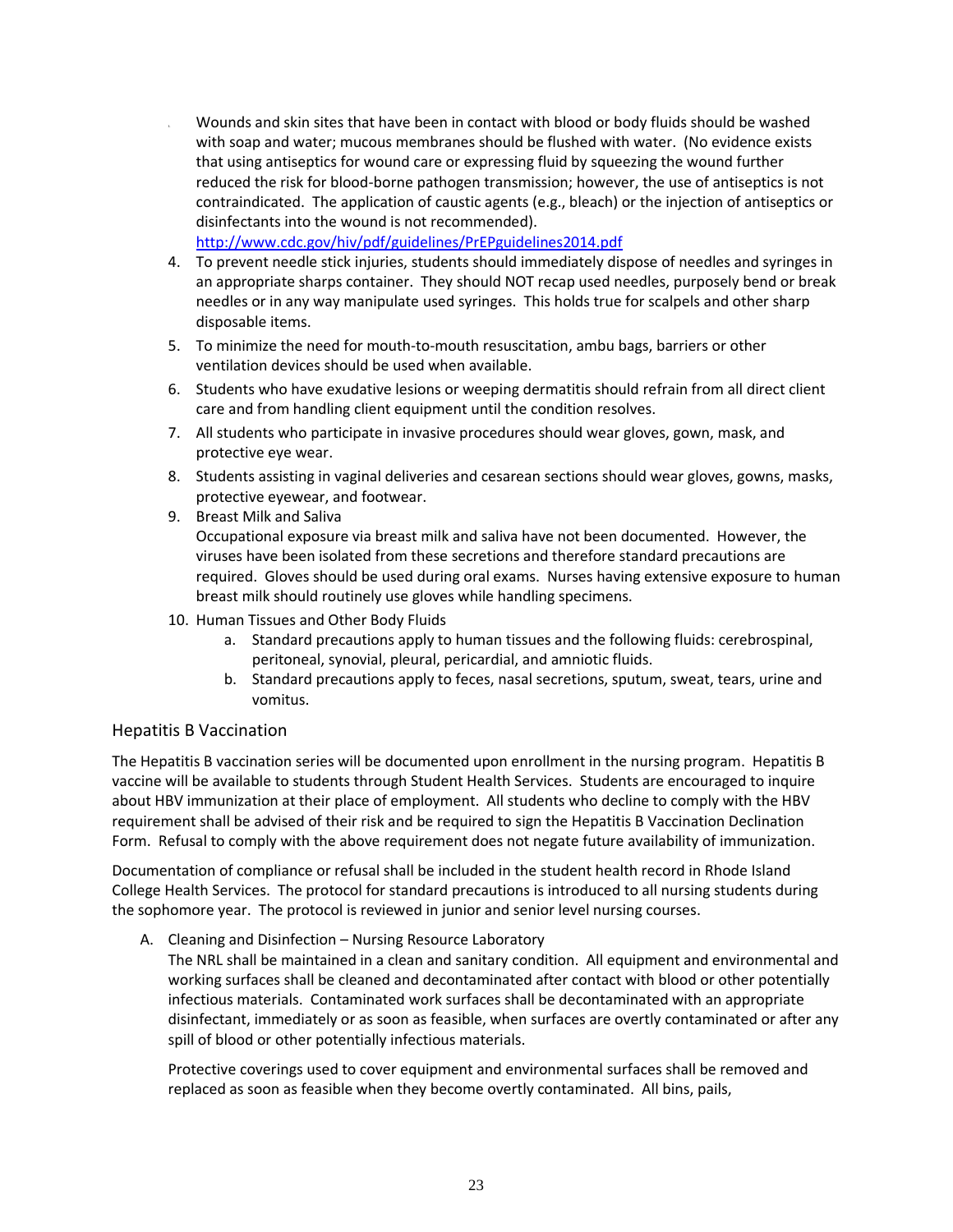- Wounds and skin sites that have been in contact with blood or body fluids should be washed with soap and water; mucous membranes should be flushed with water. (No evidence exists that using antiseptics for wound care or expressing fluid by squeezing the wound further reduced the risk for blood-borne pathogen transmission; however, the use of antiseptics is not contraindicated. The application of caustic agents (e.g., bleach) or the injection of antiseptics or disinfectants into the wound is not recommended). http://www.cdc.gov/hiv/pdf/guidelines/PrEPguidelines2014.pdf

4. To prevent needle stick injuries, students should immediately dispose of needles and syringes in an appropriate sharps container. They should NOT recap used needles, purposely bend or break needles or in any way manipulate used syringes. This holds true for scalpels and other sharp disposable items.
5. To minimize the need for mouth-to-mouth resuscitation, ambu bags, barriers or other ventilation devices should be used when available.
6. Students who have exudative lesions or weeping dermatitis should refrain from all direct client care and from handling client equipment until the condition resolves.
7. All students who participate in invasive procedures should wear gloves, gown, mask, and protective eye wear.
8. Students assisting in vaginal deliveries and cesarean sections should wear gloves, gowns, masks, protective eyewear, and footwear.
9. Breast Milk and Saliva
   Occupational exposure via breast milk and saliva have not been documented. However, the viruses have been isolated from these secretions and therefore standard precautions are required. Gloves should be used during oral exams. Nurses having extensive exposure to human breast milk should routinely use gloves while handling specimens.
10. Human Tissues and Other Body Fluids
    a. Standard precautions apply to human tissues and the following fluids: cerebrospinal, peritoneal, synovial, pleural, pericardial, and amniotic fluids.
    b. Standard precautions apply to feces, nasal secretions, sputum, sweat, tears, urine and vomitus.

## Hepatitis B Vaccination

The Hepatitis B vaccination series will be documented upon enrollment in the nursing program. Hepatitis B vaccine will be available to students through Student Health Services. Students are encouraged to inquire about HBV immunization at their place of employment. All students who decline to comply with the HBV requirement shall be advised of their risk and be required to sign the Hepatitis B Vaccination Declination Form. Refusal to comply with the above requirement does not negate future availability of immunization.

Documentation of compliance or refusal shall be included in the student health record in Rhode Island College Health Services. The protocol for standard precautions is introduced to all nursing students during the sophomore year. The protocol is reviewed in junior and senior level nursing courses.

A. Cleaning and Disinfection – Nursing Resource Laboratory
   The NRL shall be maintained in a clean and sanitary condition. All equipment and environmental and working surfaces shall be cleaned and decontaminated after contact with blood or other potentially infectious materials. Contaminated work surfaces shall be decontaminated with an appropriate disinfectant, immediately or as soon as feasible, when surfaces are overtly contaminated or after any spill of blood or other potentially infectious materials.

   Protective coverings used to cover equipment and environmental surfaces shall be removed and replaced as soon as feasible when they become overtly contaminated. All bins, pails,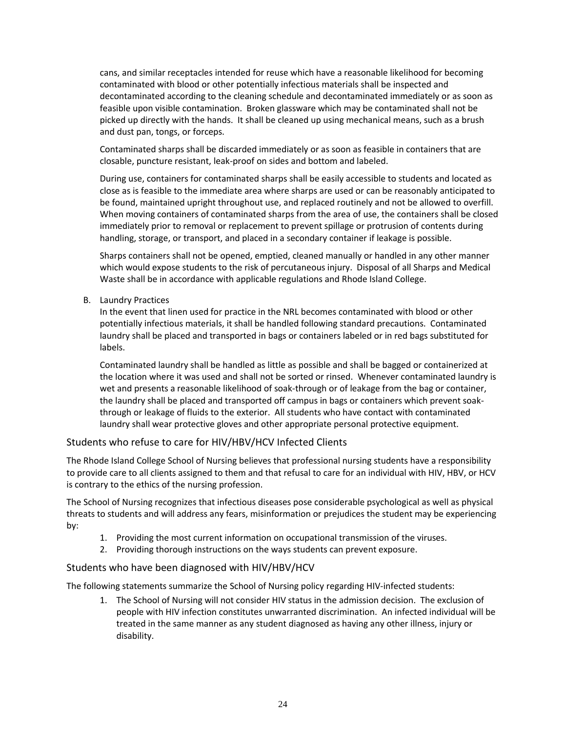cans, and similar receptacles intended for reuse which have a reasonable likelihood for becoming contaminated with blood or other potentially infectious materials shall be inspected and decontaminated according to the cleaning schedule and decontaminated immediately or as soon as feasible upon visible contamination. Broken glassware which may be contaminated shall not be picked up directly with the hands. It shall be cleaned up using mechanical means, such as a brush and dust pan, tongs, or forceps.

Contaminated sharps shall be discarded immediately or as soon as feasible in containers that are closable, puncture resistant, leak-proof on sides and bottom and labeled.

During use, containers for contaminated sharps shall be easily accessible to students and located as close as is feasible to the immediate area where sharps are used or can be reasonably anticipated to be found, maintained upright throughout use, and replaced routinely and not be allowed to overfill. When moving containers of contaminated sharps from the area of use, the containers shall be closed immediately prior to removal or replacement to prevent spillage or protrusion of contents during handling, storage, or transport, and placed in a secondary container if leakage is possible.

Sharps containers shall not be opened, emptied, cleaned manually or handled in any other manner which would expose students to the risk of percutaneous injury. Disposal of all Sharps and Medical Waste shall be in accordance with applicable regulations and Rhode Island College.

B. Laundry Practices

In the event that linen used for practice in the NRL becomes contaminated with blood or other potentially infectious materials, it shall be handled following standard precautions. Contaminated laundry shall be placed and transported in bags or containers labeled or in red bags substituted for labels.

Contaminated laundry shall be handled as little as possible and shall be bagged or containerized at the location where it was used and shall not be sorted or rinsed. Whenever contaminated laundry is wet and presents a reasonable likelihood of soak-through or of leakage from the bag or container, the laundry shall be placed and transported off campus in bags or containers which prevent soak-through or leakage of fluids to the exterior. All students who have contact with contaminated laundry shall wear protective gloves and other appropriate personal protective equipment.

## Students who refuse to care for HIV/HBV/HCV Infected Clients

The Rhode Island College School of Nursing believes that professional nursing students have a responsibility to provide care to all clients assigned to them and that refusal to care for an individual with HIV, HBV, or HCV is contrary to the ethics of the nursing profession.

The School of Nursing recognizes that infectious diseases pose considerable psychological as well as physical threats to students and will address any fears, misinformation or prejudices the student may be experiencing by:

1. Providing the most current information on occupational transmission of the viruses.
2. Providing thorough instructions on the ways students can prevent exposure.

## Students who have been diagnosed with HIV/HBV/HCV

The following statements summarize the School of Nursing policy regarding HIV-infected students:

1. The School of Nursing will not consider HIV status in the admission decision. The exclusion of people with HIV infection constitutes unwarranted discrimination. An infected individual will be treated in the same manner as any student diagnosed as having any other illness, injury or disability.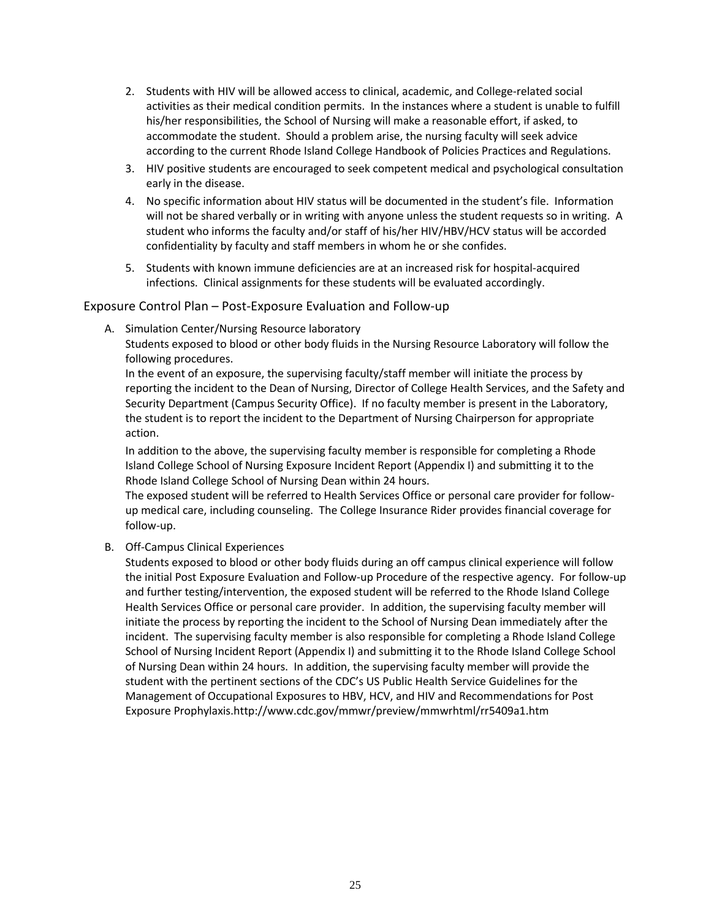2. Students with HIV will be allowed access to clinical, academic, and College-related social activities as their medical condition permits. In the instances where a student is unable to fulfill his/her responsibilities, the School of Nursing will make a reasonable effort, if asked, to accommodate the student. Should a problem arise, the nursing faculty will seek advice according to the current Rhode Island College Handbook of Policies Practices and Regulations.
3. HIV positive students are encouraged to seek competent medical and psychological consultation early in the disease.
4. No specific information about HIV status will be documented in the student's file. Information will not be shared verbally or in writing with anyone unless the student requests so in writing. A student who informs the faculty and/or staff of his/her HIV/HBV/HCV status will be accorded confidentiality by faculty and staff members in whom he or she confides.
5. Students with known immune deficiencies are at an increased risk for hospital-acquired infections. Clinical assignments for these students will be evaluated accordingly.

## Exposure Control Plan – Post-Exposure Evaluation and Follow-up

A. Simulation Center/Nursing Resource laboratory

   Students exposed to blood or other body fluids in the Nursing Resource Laboratory will follow the following procedures.

   In the event of an exposure, the supervising faculty/staff member will initiate the process by reporting the incident to the Dean of Nursing, Director of College Health Services, and the Safety and Security Department (Campus Security Office). If no faculty member is present in the Laboratory, the student is to report the incident to the Department of Nursing Chairperson for appropriate action.

   In addition to the above, the supervising faculty member is responsible for completing a Rhode Island College School of Nursing Exposure Incident Report (Appendix I) and submitting it to the Rhode Island College School of Nursing Dean within 24 hours.

   The exposed student will be referred to Health Services Office or personal care provider for follow-up medical care, including counseling. The College Insurance Rider provides financial coverage for follow-up.

B. Off-Campus Clinical Experiences

   Students exposed to blood or other body fluids during an off campus clinical experience will follow the initial Post Exposure Evaluation and Follow-up Procedure of the respective agency. For follow-up and further testing/intervention, the exposed student will be referred to the Rhode Island College Health Services Office or personal care provider. In addition, the supervising faculty member will initiate the process by reporting the incident to the School of Nursing Dean immediately after the incident. The supervising faculty member is also responsible for completing a Rhode Island College School of Nursing Incident Report (Appendix I) and submitting it to the Rhode Island College School of Nursing Dean within 24 hours. In addition, the supervising faculty member will provide the student with the pertinent sections of the CDC's US Public Health Service Guidelines for the Management of Occupational Exposures to HBV, HCV, and HIV and Recommendations for Post Exposure Prophylaxis.http://www.cdc.gov/mmwr/preview/mmwrhtml/rr5409a1.htm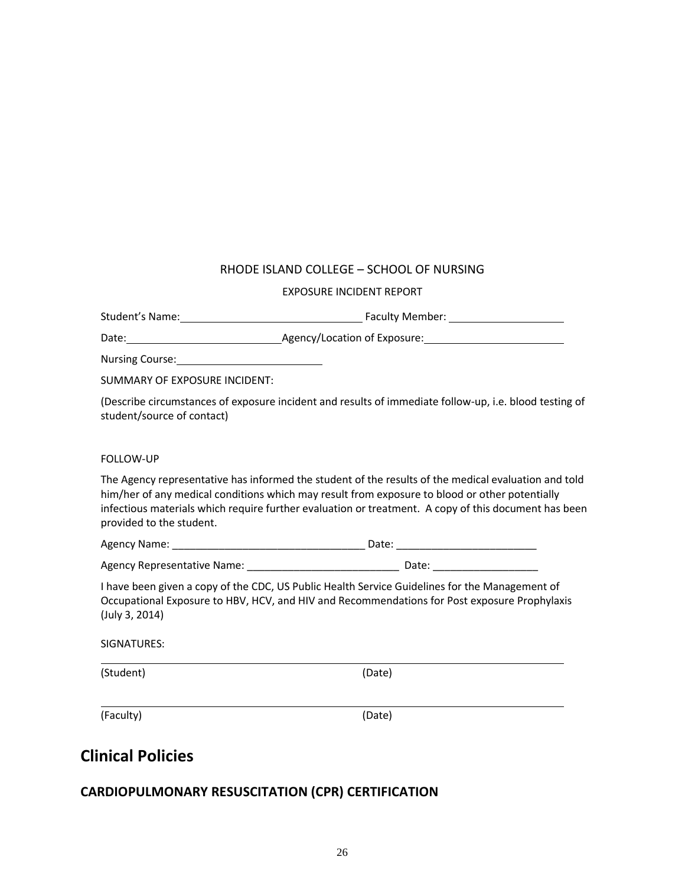RHODE ISLAND COLLEGE – SCHOOL OF NURSING

EXPOSURE INCIDENT REPORT

Student's Name: ______________________________ Faculty Member: ___________________

Date: __________________________ Agency/Location of Exposure: _______________________

Nursing Course: ________________________

SUMMARY OF EXPOSURE INCIDENT:

(Describe circumstances of exposure incident and results of immediate follow-up, i.e. blood testing of student/source of contact)

FOLLOW-UP

The Agency representative has informed the student of the results of the medical evaluation and told him/her of any medical conditions which may result from exposure to blood or other potentially infectious materials which require further evaluation or treatment. A copy of this document has been provided to the student.

Agency Name: _________________________________ Date: ________________________

Agency Representative Name: __________________________ Date: __________________

I have been given a copy of the CDC, US Public Health Service Guidelines for the Management of Occupational Exposure to HBV, HCV, and HIV and Recommendations for Post exposure Prophylaxis (July 3, 2014)

SIGNATURES:

_____________________________________________________________________________

(Student) (Date)

_____________________________________________________________________________

(Faculty) (Date)

# Clinical Policies

## CARDIOPULMONARY RESUSCITATION (CPR) CERTIFICATION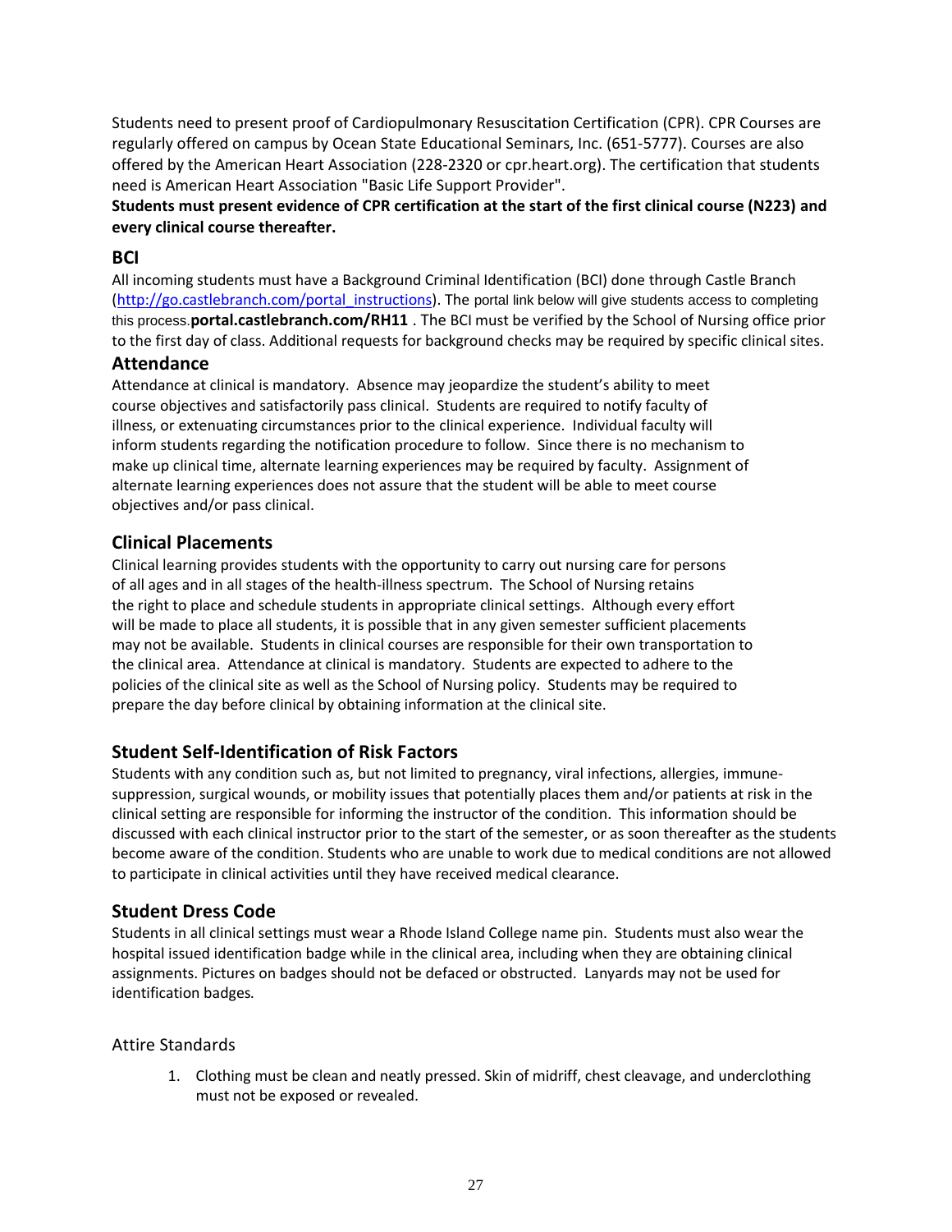Students need to present proof of Cardiopulmonary Resuscitation Certification (CPR). CPR Courses are regularly offered on campus by Ocean State Educational Seminars, Inc. (651-5777). Courses are also offered by the American Heart Association (228-2320 or cpr.heart.org). The certification that students need is American Heart Association "Basic Life Support Provider".

**Students must present evidence of CPR certification at the start of the first clinical course (N223) and every clinical course thereafter.**

## BCI

All incoming students must have a Background Criminal Identification (BCI) done through Castle Branch (http://go.castlebranch.com/portal_instructions). The portal link below will give students access to completing this process.**portal.castlebranch.com/RH11** . The BCI must be verified by the School of Nursing office prior to the first day of class. Additional requests for background checks may be required by specific clinical sites.

## Attendance

Attendance at clinical is mandatory. Absence may jeopardize the student's ability to meet course objectives and satisfactorily pass clinical. Students are required to notify faculty of illness, or extenuating circumstances prior to the clinical experience. Individual faculty will inform students regarding the notification procedure to follow. Since there is no mechanism to make up clinical time, alternate learning experiences may be required by faculty. Assignment of alternate learning experiences does not assure that the student will be able to meet course objectives and/or pass clinical.

## Clinical Placements

Clinical learning provides students with the opportunity to carry out nursing care for persons of all ages and in all stages of the health-illness spectrum. The School of Nursing retains the right to place and schedule students in appropriate clinical settings. Although every effort will be made to place all students, it is possible that in any given semester sufficient placements may not be available. Students in clinical courses are responsible for their own transportation to the clinical area. Attendance at clinical is mandatory. Students are expected to adhere to the policies of the clinical site as well as the School of Nursing policy. Students may be required to prepare the day before clinical by obtaining information at the clinical site.

## Student Self-Identification of Risk Factors

Students with any condition such as, but not limited to pregnancy, viral infections, allergies, immune-suppression, surgical wounds, or mobility issues that potentially places them and/or patients at risk in the clinical setting are responsible for informing the instructor of the condition. This information should be discussed with each clinical instructor prior to the start of the semester, or as soon thereafter as the students become aware of the condition. Students who are unable to work due to medical conditions are not allowed to participate in clinical activities until they have received medical clearance.

## Student Dress Code

Students in all clinical settings must wear a Rhode Island College name pin. Students must also wear the hospital issued identification badge while in the clinical area, including when they are obtaining clinical assignments. Pictures on badges should not be defaced or obstructed. Lanyards may not be used for identification badges*.*

### Attire Standards

1. Clothing must be clean and neatly pressed. Skin of midriff, chest cleavage, and underclothing must not be exposed or revealed.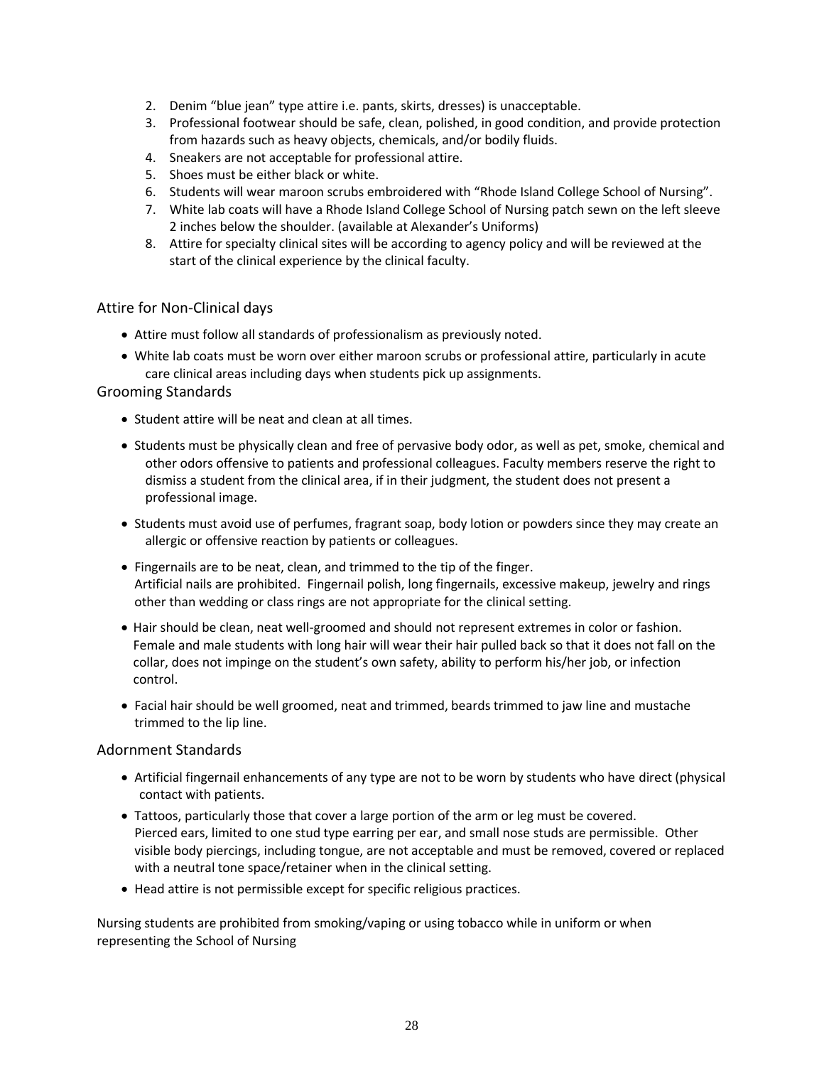2. Denim "blue jean" type attire i.e. pants, skirts, dresses) is unacceptable.
3. Professional footwear should be safe, clean, polished, in good condition, and provide protection from hazards such as heavy objects, chemicals, and/or bodily fluids.
4. Sneakers are not acceptable for professional attire.
5. Shoes must be either black or white.
6. Students will wear maroon scrubs embroidered with "Rhode Island College School of Nursing".
7. White lab coats will have a Rhode Island College School of Nursing patch sewn on the left sleeve 2 inches below the shoulder. (available at Alexander's Uniforms)
8. Attire for specialty clinical sites will be according to agency policy and will be reviewed at the start of the clinical experience by the clinical faculty.

## Attire for Non-Clinical days

- Attire must follow all standards of professionalism as previously noted.
- White lab coats must be worn over either maroon scrubs or professional attire, particularly in acute care clinical areas including days when students pick up assignments.

## Grooming Standards

- Student attire will be neat and clean at all times.
- Students must be physically clean and free of pervasive body odor, as well as pet, smoke, chemical and other odors offensive to patients and professional colleagues. Faculty members reserve the right to dismiss a student from the clinical area, if in their judgment, the student does not present a professional image.
- Students must avoid use of perfumes, fragrant soap, body lotion or powders since they may create an allergic or offensive reaction by patients or colleagues.
- Fingernails are to be neat, clean, and trimmed to the tip of the finger. Artificial nails are prohibited. Fingernail polish, long fingernails, excessive makeup, jewelry and rings other than wedding or class rings are not appropriate for the clinical setting.
- Hair should be clean, neat well-groomed and should not represent extremes in color or fashion. Female and male students with long hair will wear their hair pulled back so that it does not fall on the collar, does not impinge on the student's own safety, ability to perform his/her job, or infection control.
- Facial hair should be well groomed, neat and trimmed, beards trimmed to jaw line and mustache trimmed to the lip line.

## Adornment Standards

- Artificial fingernail enhancements of any type are not to be worn by students who have direct (physical contact with patients.
- Tattoos, particularly those that cover a large portion of the arm or leg must be covered. Pierced ears, limited to one stud type earring per ear, and small nose studs are permissible. Other visible body piercings, including tongue, are not acceptable and must be removed, covered or replaced with a neutral tone space/retainer when in the clinical setting.
- Head attire is not permissible except for specific religious practices.

Nursing students are prohibited from smoking/vaping or using tobacco while in uniform or when representing the School of Nursing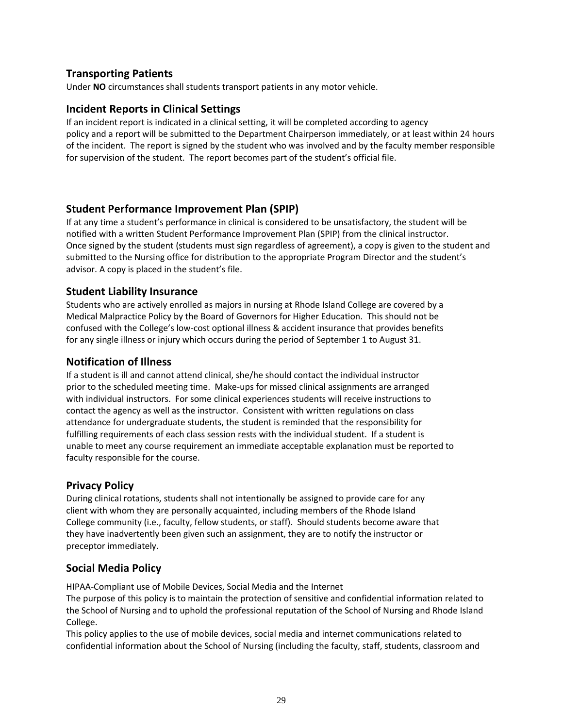## Transporting Patients

Under **NO** circumstances shall students transport patients in any motor vehicle.

## Incident Reports in Clinical Settings

If an incident report is indicated in a clinical setting, it will be completed according to agency policy and a report will be submitted to the Department Chairperson immediately, or at least within 24 hours of the incident. The report is signed by the student who was involved and by the faculty member responsible for supervision of the student. The report becomes part of the student's official file.

## Student Performance Improvement Plan (SPIP)

If at any time a student's performance in clinical is considered to be unsatisfactory, the student will be notified with a written Student Performance Improvement Plan (SPIP) from the clinical instructor. Once signed by the student (students must sign regardless of agreement), a copy is given to the student and submitted to the Nursing office for distribution to the appropriate Program Director and the student's advisor. A copy is placed in the student's file.

## Student Liability Insurance

Students who are actively enrolled as majors in nursing at Rhode Island College are covered by a Medical Malpractice Policy by the Board of Governors for Higher Education. This should not be confused with the College's low-cost optional illness & accident insurance that provides benefits for any single illness or injury which occurs during the period of September 1 to August 31.

## Notification of Illness

If a student is ill and cannot attend clinical, she/he should contact the individual instructor prior to the scheduled meeting time. Make-ups for missed clinical assignments are arranged with individual instructors. For some clinical experiences students will receive instructions to contact the agency as well as the instructor. Consistent with written regulations on class attendance for undergraduate students, the student is reminded that the responsibility for fulfilling requirements of each class session rests with the individual student. If a student is unable to meet any course requirement an immediate acceptable explanation must be reported to faculty responsible for the course.

## Privacy Policy

During clinical rotations, students shall not intentionally be assigned to provide care for any client with whom they are personally acquainted, including members of the Rhode Island College community (i.e., faculty, fellow students, or staff). Should students become aware that they have inadvertently been given such an assignment, they are to notify the instructor or preceptor immediately.

## Social Media Policy

HIPAA-Compliant use of Mobile Devices, Social Media and the Internet

The purpose of this policy is to maintain the protection of sensitive and confidential information related to the School of Nursing and to uphold the professional reputation of the School of Nursing and Rhode Island College.

This policy applies to the use of mobile devices, social media and internet communications related to confidential information about the School of Nursing (including the faculty, staff, students, classroom and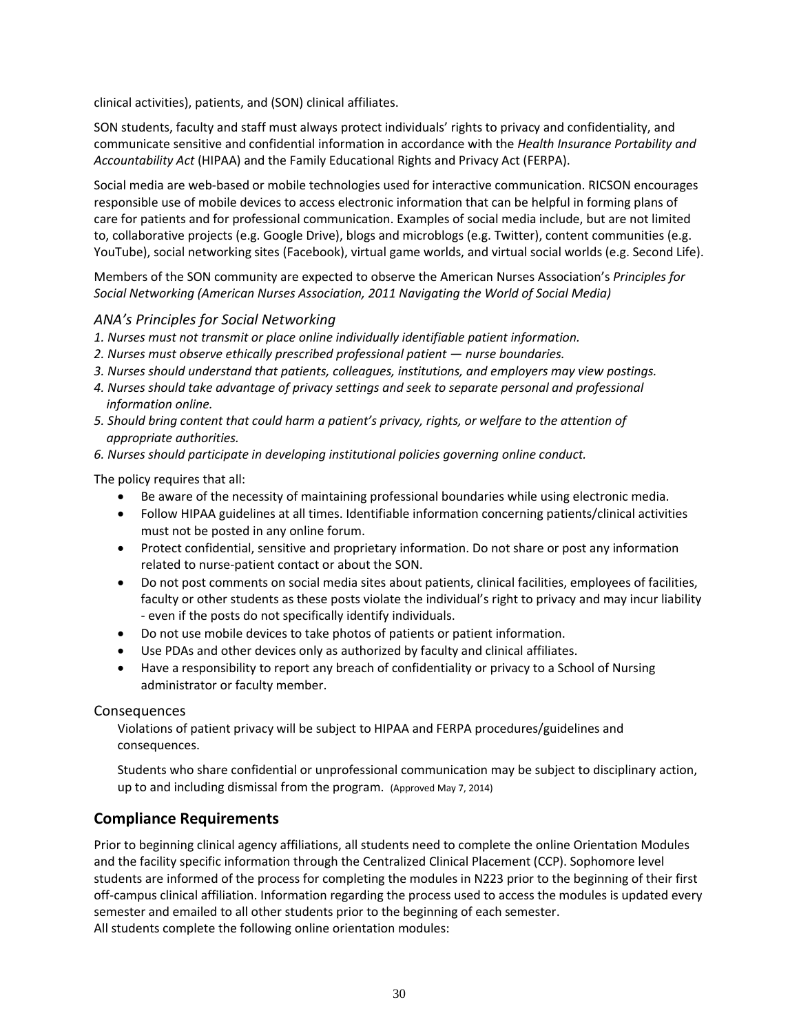clinical activities), patients, and (SON) clinical affiliates.

SON students, faculty and staff must always protect individuals' rights to privacy and confidentiality, and communicate sensitive and confidential information in accordance with the *Health Insurance Portability and Accountability Act* (HIPAA) and the Family Educational Rights and Privacy Act (FERPA).

Social media are web-based or mobile technologies used for interactive communication. RICSON encourages responsible use of mobile devices to access electronic information that can be helpful in forming plans of care for patients and for professional communication. Examples of social media include, but are not limited to, collaborative projects (e.g. Google Drive), blogs and microblogs (e.g. Twitter), content communities (e.g. YouTube), social networking sites (Facebook), virtual game worlds, and virtual social worlds (e.g. Second Life).

Members of the SON community are expected to observe the American Nurses Association's *Principles for Social Networking (American Nurses Association, 2011 Navigating the World of Social Media)*

### *ANA's Principles for Social Networking*

*1. Nurses must not transmit or place online individually identifiable patient information.*
*2. Nurses must observe ethically prescribed professional patient — nurse boundaries.*
*3. Nurses should understand that patients, colleagues, institutions, and employers may view postings.*
*4. Nurses should take advantage of privacy settings and seek to separate personal and professional information online.*
*5. Should bring content that could harm a patient's privacy, rights, or welfare to the attention of appropriate authorities.*
*6. Nurses should participate in developing institutional policies governing online conduct.*

The policy requires that all:

- Be aware of the necessity of maintaining professional boundaries while using electronic media.
- Follow HIPAA guidelines at all times. Identifiable information concerning patients/clinical activities must not be posted in any online forum.
- Protect confidential, sensitive and proprietary information. Do not share or post any information related to nurse-patient contact or about the SON.
- Do not post comments on social media sites about patients, clinical facilities, employees of facilities, faculty or other students as these posts violate the individual's right to privacy and may incur liability - even if the posts do not specifically identify individuals.
- Do not use mobile devices to take photos of patients or patient information.
- Use PDAs and other devices only as authorized by faculty and clinical affiliates.
- Have a responsibility to report any breach of confidentiality or privacy to a School of Nursing administrator or faculty member.

### Consequences

Violations of patient privacy will be subject to HIPAA and FERPA procedures/guidelines and consequences.

Students who share confidential or unprofessional communication may be subject to disciplinary action, up to and including dismissal from the program. (Approved May 7, 2014)

## Compliance Requirements

Prior to beginning clinical agency affiliations, all students need to complete the online Orientation Modules and the facility specific information through the Centralized Clinical Placement (CCP). Sophomore level students are informed of the process for completing the modules in N223 prior to the beginning of their first off-campus clinical affiliation. Information regarding the process used to access the modules is updated every semester and emailed to all other students prior to the beginning of each semester.
All students complete the following online orientation modules: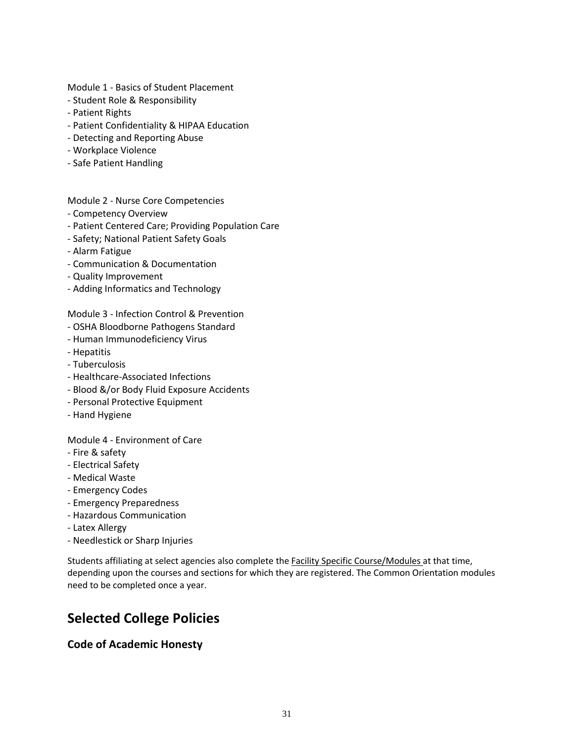Module 1 - Basics of Student Placement

- Student Role & Responsibility
- Patient Rights
- Patient Confidentiality & HIPAA Education
- Detecting and Reporting Abuse
- Workplace Violence
- Safe Patient Handling

Module 2 - Nurse Core Competencies

- Competency Overview
- Patient Centered Care; Providing Population Care
- Safety; National Patient Safety Goals
- Alarm Fatigue
- Communication & Documentation
- Quality Improvement
- Adding Informatics and Technology

Module 3 - Infection Control & Prevention

- OSHA Bloodborne Pathogens Standard
- Human Immunodeficiency Virus
- Hepatitis
- Tuberculosis
- Healthcare-Associated Infections
- Blood &/or Body Fluid Exposure Accidents
- Personal Protective Equipment
- Hand Hygiene

Module 4 - Environment of Care

- Fire & safety
- Electrical Safety
- Medical Waste
- Emergency Codes
- Emergency Preparedness
- Hazardous Communication
- Latex Allergy
- Needlestick or Sharp Injuries

Students affiliating at select agencies also complete the Facility Specific Course/Modules at that time, depending upon the courses and sections for which they are registered. The Common Orientation modules need to be completed once a year.

# Selected College Policies

## Code of Academic Honesty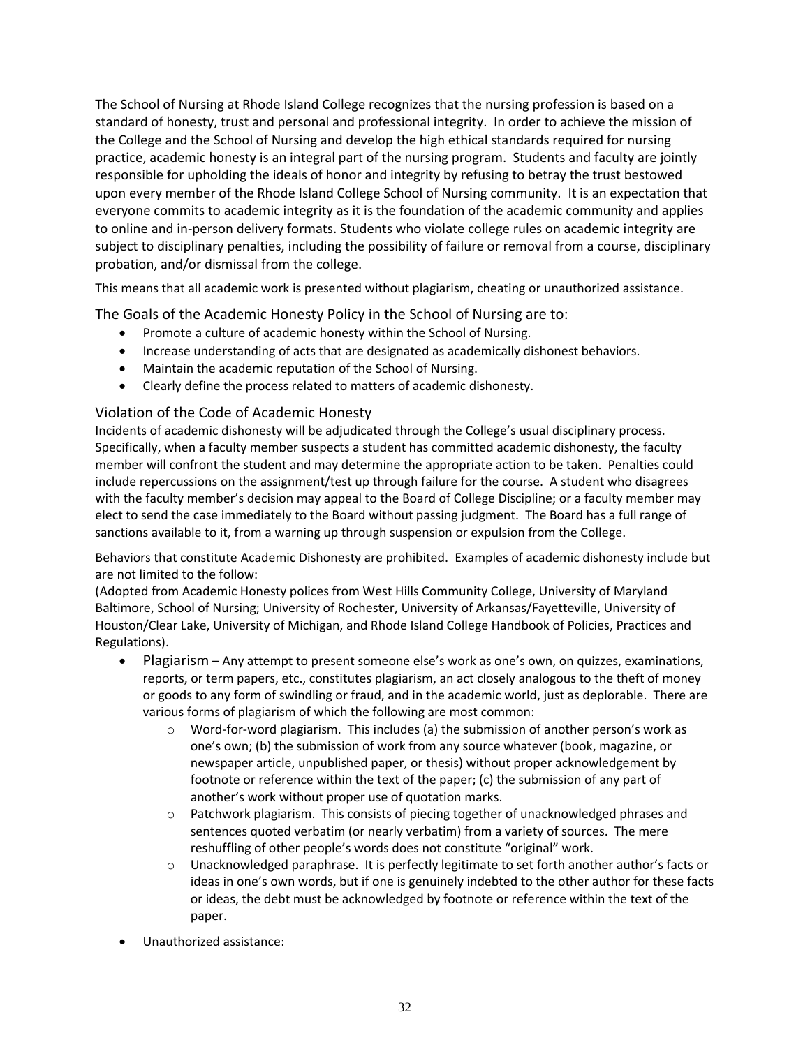The School of Nursing at Rhode Island College recognizes that the nursing profession is based on a standard of honesty, trust and personal and professional integrity. In order to achieve the mission of the College and the School of Nursing and develop the high ethical standards required for nursing practice, academic honesty is an integral part of the nursing program. Students and faculty are jointly responsible for upholding the ideals of honor and integrity by refusing to betray the trust bestowed upon every member of the Rhode Island College School of Nursing community. It is an expectation that everyone commits to academic integrity as it is the foundation of the academic community and applies to online and in-person delivery formats. Students who violate college rules on academic integrity are subject to disciplinary penalties, including the possibility of failure or removal from a course, disciplinary probation, and/or dismissal from the college.

This means that all academic work is presented without plagiarism, cheating or unauthorized assistance.

### The Goals of the Academic Honesty Policy in the School of Nursing are to:

- Promote a culture of academic honesty within the School of Nursing.
- Increase understanding of acts that are designated as academically dishonest behaviors.
- Maintain the academic reputation of the School of Nursing.
- Clearly define the process related to matters of academic dishonesty.

### Violation of the Code of Academic Honesty

Incidents of academic dishonesty will be adjudicated through the College's usual disciplinary process. Specifically, when a faculty member suspects a student has committed academic dishonesty, the faculty member will confront the student and may determine the appropriate action to be taken. Penalties could include repercussions on the assignment/test up through failure for the course. A student who disagrees with the faculty member's decision may appeal to the Board of College Discipline; or a faculty member may elect to send the case immediately to the Board without passing judgment. The Board has a full range of sanctions available to it, from a warning up through suspension or expulsion from the College.

Behaviors that constitute Academic Dishonesty are prohibited. Examples of academic dishonesty include but are not limited to the follow:

(Adopted from Academic Honesty polices from West Hills Community College, University of Maryland Baltimore, School of Nursing; University of Rochester, University of Arkansas/Fayetteville, University of Houston/Clear Lake, University of Michigan, and Rhode Island College Handbook of Policies, Practices and Regulations).

- Plagiarism – Any attempt to present someone else's work as one's own, on quizzes, examinations, reports, or term papers, etc., constitutes plagiarism, an act closely analogous to the theft of money or goods to any form of swindling or fraud, and in the academic world, just as deplorable. There are various forms of plagiarism of which the following are most common:
  - Word-for-word plagiarism. This includes (a) the submission of another person's work as one's own; (b) the submission of work from any source whatever (book, magazine, or newspaper article, unpublished paper, or thesis) without proper acknowledgement by footnote or reference within the text of the paper; (c) the submission of any part of another's work without proper use of quotation marks.
  - Patchwork plagiarism. This consists of piecing together of unacknowledged phrases and sentences quoted verbatim (or nearly verbatim) from a variety of sources. The mere reshuffling of other people's words does not constitute "original" work.
  - Unacknowledged paraphrase. It is perfectly legitimate to set forth another author's facts or ideas in one's own words, but if one is genuinely indebted to the other author for these facts or ideas, the debt must be acknowledged by footnote or reference within the text of the paper.
- Unauthorized assistance: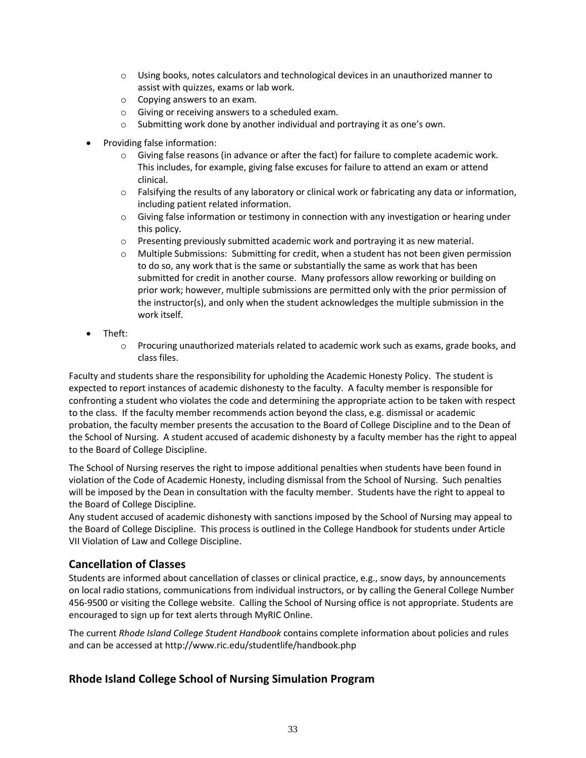- Using books, notes calculators and technological devices in an unauthorized manner to assist with quizzes, exams or lab work.
  - Copying answers to an exam.
  - Giving or receiving answers to a scheduled exam.
  - Submitting work done by another individual and portraying it as one's own.
- Providing false information:
  - Giving false reasons (in advance or after the fact) for failure to complete academic work. This includes, for example, giving false excuses for failure to attend an exam or attend clinical.
  - Falsifying the results of any laboratory or clinical work or fabricating any data or information, including patient related information.
  - Giving false information or testimony in connection with any investigation or hearing under this policy.
  - Presenting previously submitted academic work and portraying it as new material.
  - Multiple Submissions: Submitting for credit, when a student has not been given permission to do so, any work that is the same or substantially the same as work that has been submitted for credit in another course. Many professors allow reworking or building on prior work; however, multiple submissions are permitted only with the prior permission of the instructor(s), and only when the student acknowledges the multiple submission in the work itself.
- Theft:
  - Procuring unauthorized materials related to academic work such as exams, grade books, and class files.

Faculty and students share the responsibility for upholding the Academic Honesty Policy. The student is expected to report instances of academic dishonesty to the faculty. A faculty member is responsible for confronting a student who violates the code and determining the appropriate action to be taken with respect to the class. If the faculty member recommends action beyond the class, e.g. dismissal or academic probation, the faculty member presents the accusation to the Board of College Discipline and to the Dean of the School of Nursing. A student accused of academic dishonesty by a faculty member has the right to appeal to the Board of College Discipline.

The School of Nursing reserves the right to impose additional penalties when students have been found in violation of the Code of Academic Honesty, including dismissal from the School of Nursing. Such penalties will be imposed by the Dean in consultation with the faculty member. Students have the right to appeal to the Board of College Discipline.
Any student accused of academic dishonesty with sanctions imposed by the School of Nursing may appeal to the Board of College Discipline. This process is outlined in the College Handbook for students under Article VII Violation of Law and College Discipline.

## Cancellation of Classes

Students are informed about cancellation of classes or clinical practice, e.g., snow days, by announcements on local radio stations, communications from individual instructors, or by calling the General College Number 456-9500 or visiting the College website. Calling the School of Nursing office is not appropriate. Students are encouraged to sign up for text alerts through MyRIC Online.

The current *Rhode Island College Student Handbook* contains complete information about policies and rules and can be accessed at http://www.ric.edu/studentlife/handbook.php

## Rhode Island College School of Nursing Simulation Program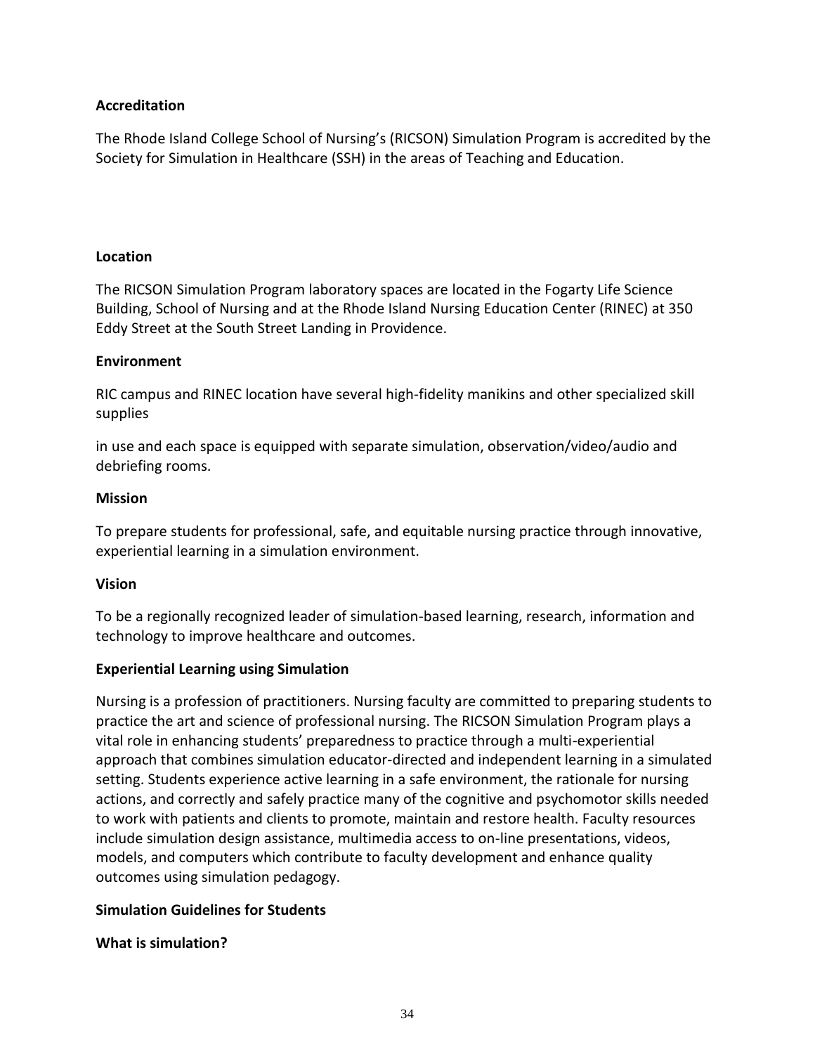**Accreditation**

The Rhode Island College School of Nursing's (RICSON) Simulation Program is accredited by the Society for Simulation in Healthcare (SSH) in the areas of Teaching and Education.

**Location**

The RICSON Simulation Program laboratory spaces are located in the Fogarty Life Science Building, School of Nursing and at the Rhode Island Nursing Education Center (RINEC) at 350 Eddy Street at the South Street Landing in Providence.

**Environment**

RIC campus and RINEC location have several high-fidelity manikins and other specialized skill supplies

in use and each space is equipped with separate simulation, observation/video/audio and debriefing rooms.

**Mission**

To prepare students for professional, safe, and equitable nursing practice through innovative, experiential learning in a simulation environment.

**Vision**

To be a regionally recognized leader of simulation-based learning, research, information and technology to improve healthcare and outcomes.

**Experiential Learning using Simulation**

Nursing is a profession of practitioners. Nursing faculty are committed to preparing students to practice the art and science of professional nursing. The RICSON Simulation Program plays a vital role in enhancing students' preparedness to practice through a multi-experiential approach that combines simulation educator-directed and independent learning in a simulated setting. Students experience active learning in a safe environment, the rationale for nursing actions, and correctly and safely practice many of the cognitive and psychomotor skills needed to work with patients and clients to promote, maintain and restore health. Faculty resources include simulation design assistance, multimedia access to on-line presentations, videos, models, and computers which contribute to faculty development and enhance quality outcomes using simulation pedagogy.

**Simulation Guidelines for Students**

**What is simulation?**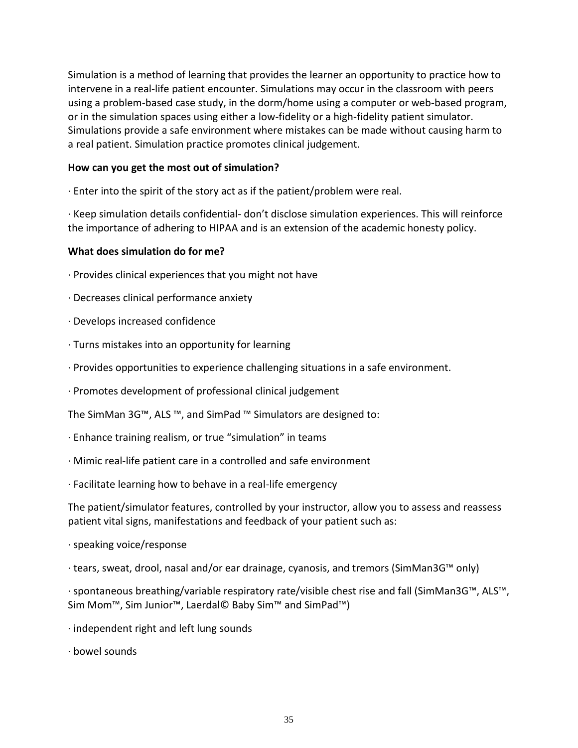Simulation is a method of learning that provides the learner an opportunity to practice how to intervene in a real-life patient encounter. Simulations may occur in the classroom with peers using a problem-based case study, in the dorm/home using a computer or web-based program, or in the simulation spaces using either a low-fidelity or a high-fidelity patient simulator. Simulations provide a safe environment where mistakes can be made without causing harm to a real patient. Simulation practice promotes clinical judgement.

**How can you get the most out of simulation?**

· Enter into the spirit of the story act as if the patient/problem were real.

· Keep simulation details confidential- don't disclose simulation experiences. This will reinforce the importance of adhering to HIPAA and is an extension of the academic honesty policy.

**What does simulation do for me?**

· Provides clinical experiences that you might not have

· Decreases clinical performance anxiety

· Develops increased confidence

· Turns mistakes into an opportunity for learning

· Provides opportunities to experience challenging situations in a safe environment.

· Promotes development of professional clinical judgement

The SimMan 3G™, ALS ™, and SimPad ™ Simulators are designed to:

· Enhance training realism, or true "simulation" in teams

· Mimic real-life patient care in a controlled and safe environment

· Facilitate learning how to behave in a real-life emergency

The patient/simulator features, controlled by your instructor, allow you to assess and reassess patient vital signs, manifestations and feedback of your patient such as:

· speaking voice/response

· tears, sweat, drool, nasal and/or ear drainage, cyanosis, and tremors (SimMan3G™ only)

· spontaneous breathing/variable respiratory rate/visible chest rise and fall (SimMan3G™, ALS™, Sim Mom™, Sim Junior™, Laerdal© Baby Sim™ and SimPad™)

· independent right and left lung sounds

· bowel sounds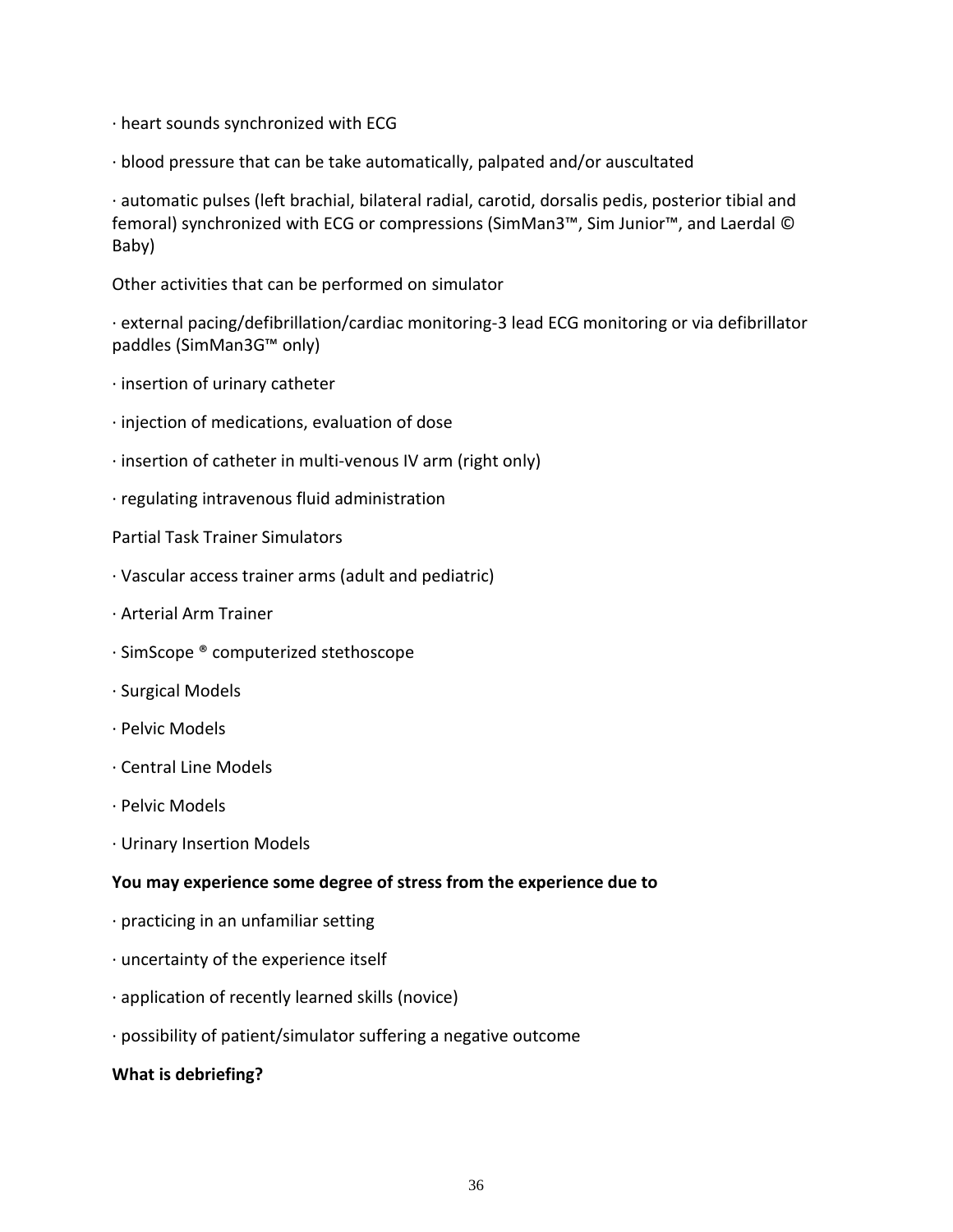- heart sounds synchronized with ECG
- blood pressure that can be take automatically, palpated and/or auscultated
- automatic pulses (left brachial, bilateral radial, carotid, dorsalis pedis, posterior tibial and femoral) synchronized with ECG or compressions (SimMan3™, Sim Junior™, and Laerdal © Baby)

Other activities that can be performed on simulator

- external pacing/defibrillation/cardiac monitoring-3 lead ECG monitoring or via defibrillator paddles (SimMan3G™ only)
- insertion of urinary catheter
- injection of medications, evaluation of dose
- insertion of catheter in multi-venous IV arm (right only)
- regulating intravenous fluid administration

Partial Task Trainer Simulators

- Vascular access trainer arms (adult and pediatric)
- Arterial Arm Trainer
- SimScope ® computerized stethoscope
- Surgical Models
- Pelvic Models
- Central Line Models
- Pelvic Models
- Urinary Insertion Models

**You may experience some degree of stress from the experience due to**

- practicing in an unfamiliar setting
- uncertainty of the experience itself
- application of recently learned skills (novice)
- possibility of patient/simulator suffering a negative outcome

**What is debriefing?**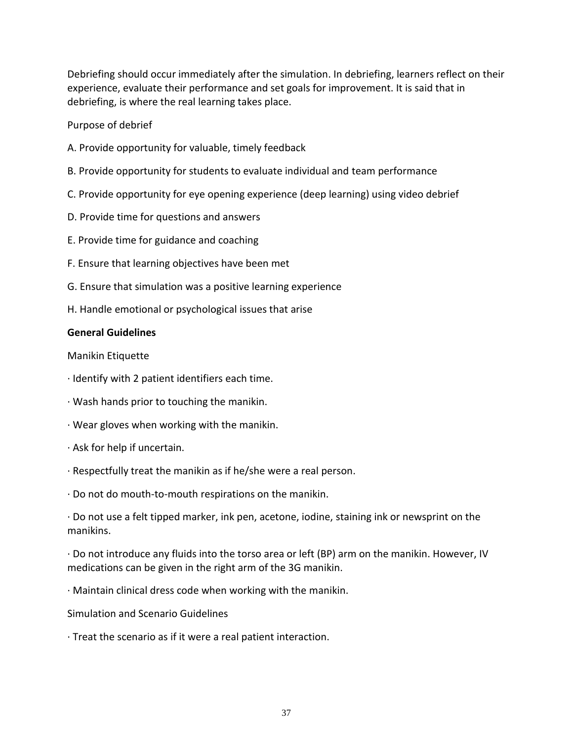Debriefing should occur immediately after the simulation. In debriefing, learners reflect on their experience, evaluate their performance and set goals for improvement. It is said that in debriefing, is where the real learning takes place.

Purpose of debrief

A. Provide opportunity for valuable, timely feedback

B. Provide opportunity for students to evaluate individual and team performance

C. Provide opportunity for eye opening experience (deep learning) using video debrief

D. Provide time for questions and answers

E. Provide time for guidance and coaching

F. Ensure that learning objectives have been met

G. Ensure that simulation was a positive learning experience

H. Handle emotional or psychological issues that arise

**General Guidelines**

Manikin Etiquette

· Identify with 2 patient identifiers each time.

· Wash hands prior to touching the manikin.

· Wear gloves when working with the manikin.

· Ask for help if uncertain.

· Respectfully treat the manikin as if he/she were a real person.

· Do not do mouth-to-mouth respirations on the manikin.

· Do not use a felt tipped marker, ink pen, acetone, iodine, staining ink or newsprint on the manikins.

· Do not introduce any fluids into the torso area or left (BP) arm on the manikin. However, IV medications can be given in the right arm of the 3G manikin.

· Maintain clinical dress code when working with the manikin.

Simulation and Scenario Guidelines

· Treat the scenario as if it were a real patient interaction.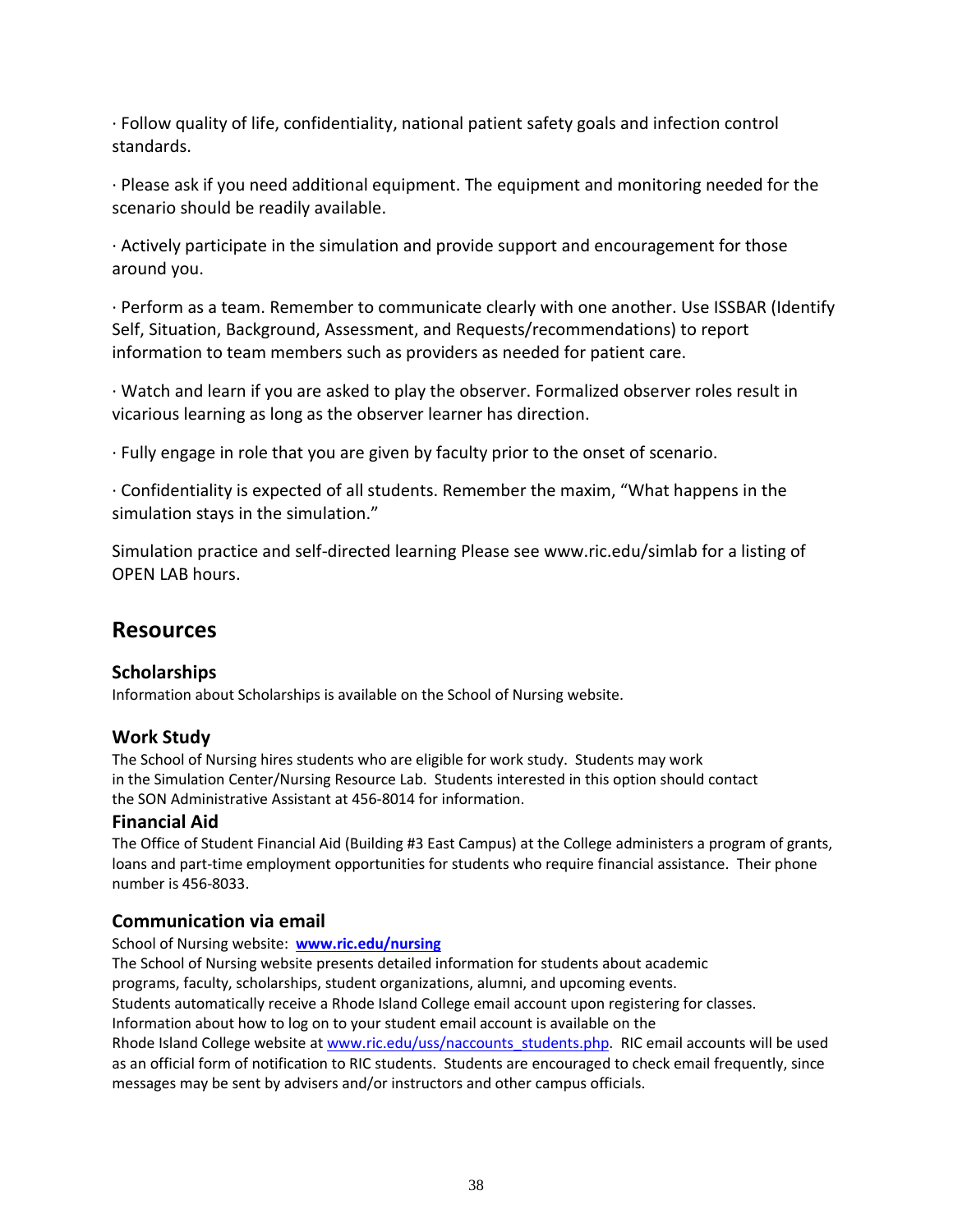· Follow quality of life, confidentiality, national patient safety goals and infection control standards.

· Please ask if you need additional equipment. The equipment and monitoring needed for the scenario should be readily available.

· Actively participate in the simulation and provide support and encouragement for those around you.

· Perform as a team. Remember to communicate clearly with one another. Use ISSBAR (Identify Self, Situation, Background, Assessment, and Requests/recommendations) to report information to team members such as providers as needed for patient care.

· Watch and learn if you are asked to play the observer. Formalized observer roles result in vicarious learning as long as the observer learner has direction.

· Fully engage in role that you are given by faculty prior to the onset of scenario.

· Confidentiality is expected of all students. Remember the maxim, "What happens in the simulation stays in the simulation."

Simulation practice and self-directed learning Please see www.ric.edu/simlab for a listing of OPEN LAB hours.

## Resources

### Scholarships

Information about Scholarships is available on the School of Nursing website.

### Work Study

The School of Nursing hires students who are eligible for work study. Students may work in the Simulation Center/Nursing Resource Lab. Students interested in this option should contact the SON Administrative Assistant at 456-8014 for information.

### Financial Aid

The Office of Student Financial Aid (Building #3 East Campus) at the College administers a program of grants, loans and part-time employment opportunities for students who require financial assistance. Their phone number is 456-8033.

### Communication via email

School of Nursing website: **www.ric.edu/nursing**

The School of Nursing website presents detailed information for students about academic programs, faculty, scholarships, student organizations, alumni, and upcoming events.

Students automatically receive a Rhode Island College email account upon registering for classes. Information about how to log on to your student email account is available on the Rhode Island College website at www.ric.edu/uss/naccounts_students.php. RIC email accounts will be used as an official form of notification to RIC students. Students are encouraged to check email frequently, since messages may be sent by advisers and/or instructors and other campus officials.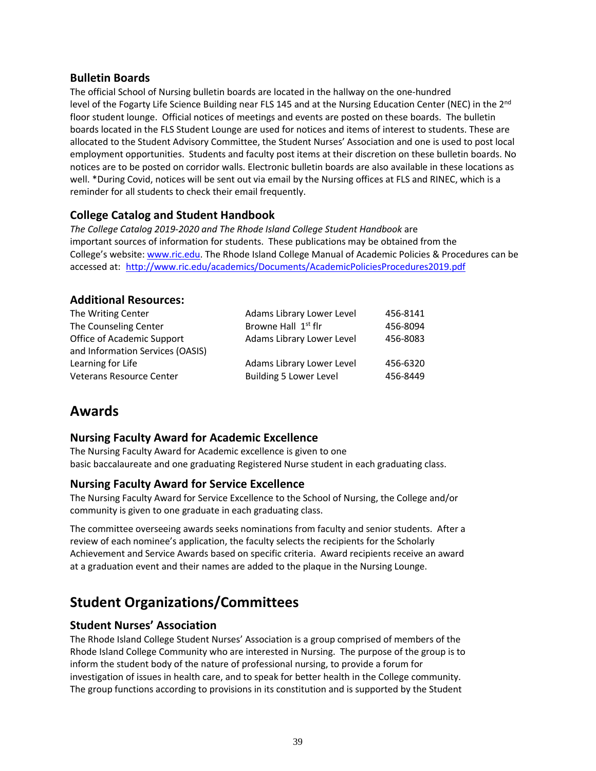### Bulletin Boards

The official School of Nursing bulletin boards are located in the hallway on the one-hundred level of the Fogarty Life Science Building near FLS 145 and at the Nursing Education Center (NEC) in the 2nd floor student lounge. Official notices of meetings and events are posted on these boards. The bulletin boards located in the FLS Student Lounge are used for notices and items of interest to students. These are allocated to the Student Advisory Committee, the Student Nurses' Association and one is used to post local employment opportunities. Students and faculty post items at their discretion on these bulletin boards. No notices are to be posted on corridor walls. Electronic bulletin boards are also available in these locations as well. *During Covid, notices will be sent out via email by the Nursing offices at FLS and RINEC, which is a reminder for all students to check their email frequently.

### College Catalog and Student Handbook

*The College Catalog 2019-2020 and The Rhode Island College Student Handbook* are important sources of information for students. These publications may be obtained from the College's website: [www.ric.edu](http://www.ric.edu). The Rhode Island College Manual of Academic Policies & Procedures can be accessed at: [http://www.ric.edu/academics/Documents/AcademicPoliciesProcedures2019.pdf](http://www.ric.edu/academics/Documents/AcademicPoliciesProcedures2019.pdf)

### Additional Resources:

| | | |
|---|---|---|
| The Writing Center | Adams Library Lower Level | 456-8141 |
| The Counseling Center | Browne Hall 1st flr | 456-8094 |
| Office of Academic Support and Information Services (OASIS) | Adams Library Lower Level | 456-8083 |
| Learning for Life | Adams Library Lower Level | 456-6320 |
| Veterans Resource Center | Building 5 Lower Level | 456-8449 |

## Awards

### Nursing Faculty Award for Academic Excellence

The Nursing Faculty Award for Academic excellence is given to one basic baccalaureate and one graduating Registered Nurse student in each graduating class.

### Nursing Faculty Award for Service Excellence

The Nursing Faculty Award for Service Excellence to the School of Nursing, the College and/or community is given to one graduate in each graduating class.

The committee overseeing awards seeks nominations from faculty and senior students. After a review of each nominee's application, the faculty selects the recipients for the Scholarly Achievement and Service Awards based on specific criteria. Award recipients receive an award at a graduation event and their names are added to the plaque in the Nursing Lounge.

## Student Organizations/Committees

### Student Nurses' Association

The Rhode Island College Student Nurses' Association is a group comprised of members of the Rhode Island College Community who are interested in Nursing. The purpose of the group is to inform the student body of the nature of professional nursing, to provide a forum for investigation of issues in health care, and to speak for better health in the College community. The group functions according to provisions in its constitution and is supported by the Student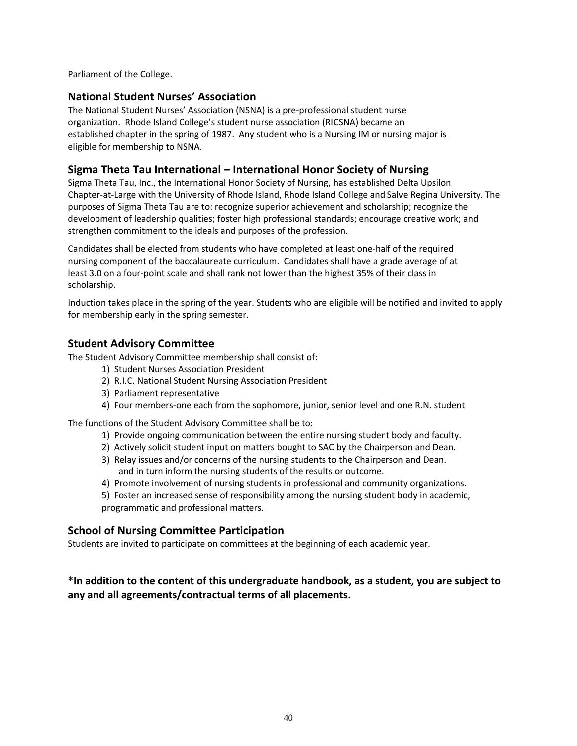Parliament of the College.

## National Student Nurses' Association

The National Student Nurses' Association (NSNA) is a pre-professional student nurse organization. Rhode Island College's student nurse association (RICSNA) became an established chapter in the spring of 1987. Any student who is a Nursing IM or nursing major is eligible for membership to NSNA.

## Sigma Theta Tau International – International Honor Society of Nursing

Sigma Theta Tau, Inc., the International Honor Society of Nursing, has established Delta Upsilon Chapter-at-Large with the University of Rhode Island, Rhode Island College and Salve Regina University. The purposes of Sigma Theta Tau are to: recognize superior achievement and scholarship; recognize the development of leadership qualities; foster high professional standards; encourage creative work; and strengthen commitment to the ideals and purposes of the profession.

Candidates shall be elected from students who have completed at least one-half of the required nursing component of the baccalaureate curriculum. Candidates shall have a grade average of at least 3.0 on a four-point scale and shall rank not lower than the highest 35% of their class in scholarship.

Induction takes place in the spring of the year. Students who are eligible will be notified and invited to apply for membership early in the spring semester.

## Student Advisory Committee

The Student Advisory Committee membership shall consist of:

1) Student Nurses Association President
2) R.I.C. National Student Nursing Association President
3) Parliament representative
4) Four members-one each from the sophomore, junior, senior level and one R.N. student

The functions of the Student Advisory Committee shall be to:

1) Provide ongoing communication between the entire nursing student body and faculty.
2) Actively solicit student input on matters bought to SAC by the Chairperson and Dean.
3) Relay issues and/or concerns of the nursing students to the Chairperson and Dean. and in turn inform the nursing students of the results or outcome.
4) Promote involvement of nursing students in professional and community organizations.
5) Foster an increased sense of responsibility among the nursing student body in academic, programmatic and professional matters.

## School of Nursing Committee Participation

Students are invited to participate on committees at the beginning of each academic year.

**\*In addition to the content of this undergraduate handbook, as a student, you are subject to any and all agreements/contractual terms of all placements.**